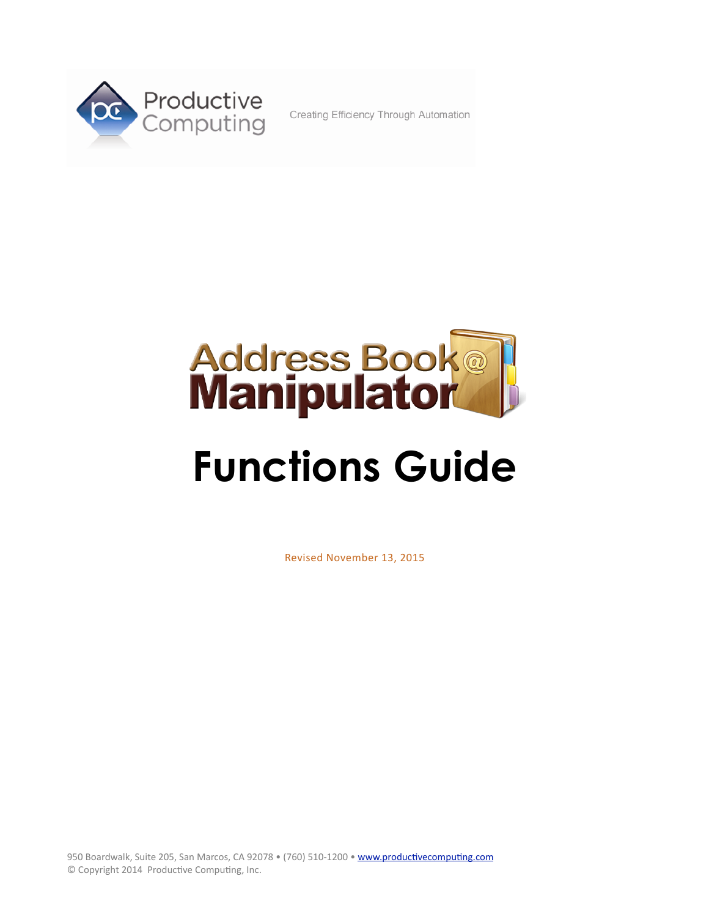Productive Computing

Creating Efficiency Through Automation

Address Book Manipulator

# Functions Guide

Revised November 13, 2015

950 Boardwalk, Suite 205, San Marcos, CA 92078 • (760) 510-1200 • www.productivecomputing.com
© Copyright 2014 Productive Computing, Inc.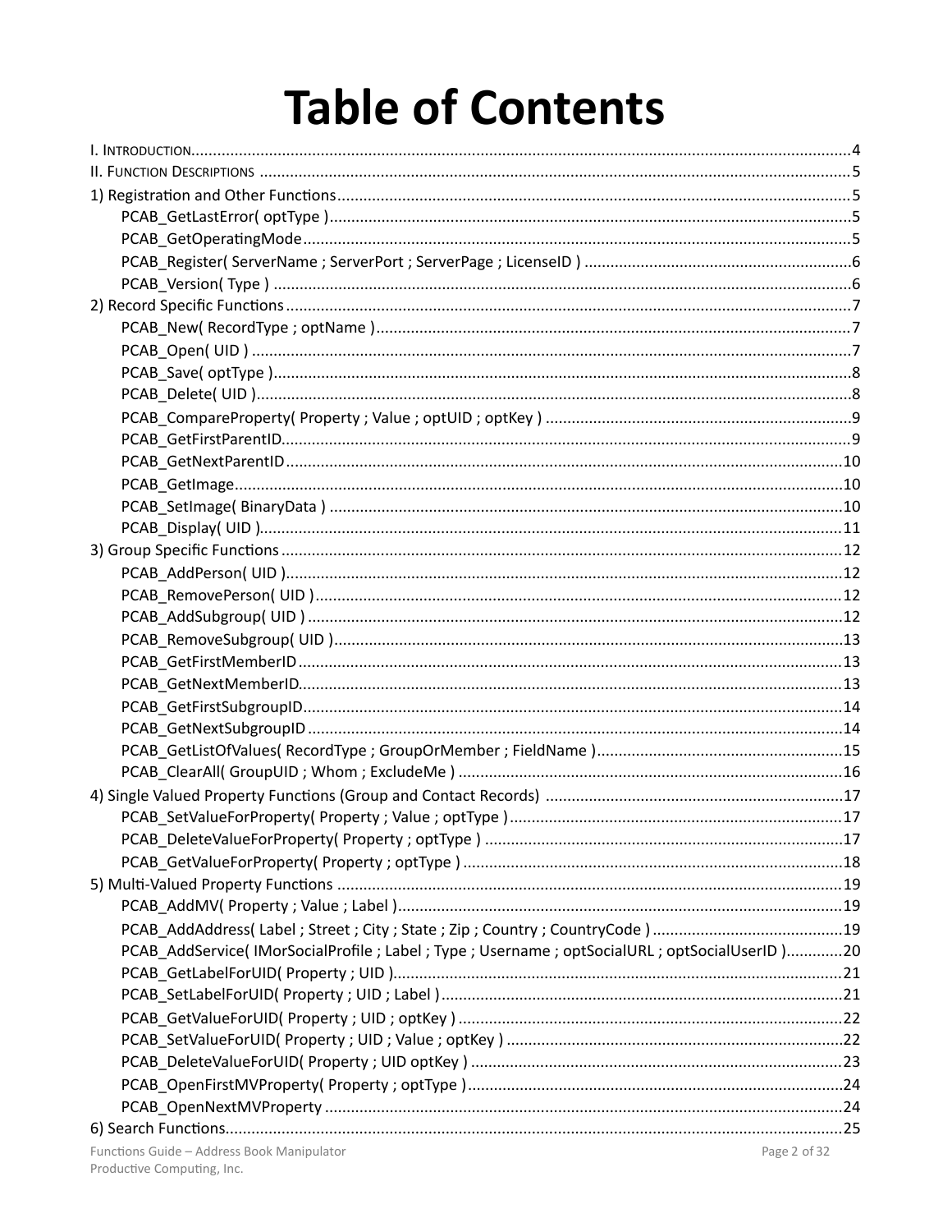# Table of Contents

I. Introduction....................................................................................................................4
II. Function Descriptions ......................................................................................................5
1) Registration and Other Functions.....................................................................................5
    PCAB_GetLastError( optType )...................................................................................5
    PCAB_GetOperatingMode.........................................................................................5
    PCAB_Register( ServerName ; ServerPort ; ServerPage ; LicenseID ) ...................................6
    PCAB_Version( Type ) ...............................................................................................6
2) Record Specific Functions................................................................................................7
    PCAB_New( RecordType ; optName )...........................................................................7
    PCAB_Open( UID ) ....................................................................................................7
    PCAB_Save( optType )...............................................................................................8
    PCAB_Delete( UID )...................................................................................................8
    PCAB_CompareProperty( Property ; Value ; optUID ; optKey ) .........................................9
    PCAB_GetFirstParentID..............................................................................................9
    PCAB_GetNextParentID............................................................................................10
    PCAB_GetImage.......................................................................................................10
    PCAB_SetImage( BinaryData ) ....................................................................................10
    PCAB_Display( UID )..................................................................................................11
3) Group Specific Functions ...............................................................................................12
    PCAB_AddPerson( UID )............................................................................................12
    PCAB_RemovePerson( UID ).......................................................................................12
    PCAB_AddSubgroup( UID ) ........................................................................................12
    PCAB_RemoveSubgroup( UID )...................................................................................13
    PCAB_GetFirstMemberID...........................................................................................13
    PCAB_GetNextMemberID..........................................................................................13
    PCAB_GetFirstSubgroupID.........................................................................................14
    PCAB_GetNextSubgroupID ........................................................................................14
    PCAB_GetListOfValues( RecordType ; GroupOrMember ; FieldName )..............................15
    PCAB_ClearAll( GroupUID ; Whom ; ExcludeMe ) ..........................................................16
4) Single Valued Property Functions (Group and Contact Records) .......................................17
    PCAB_SetValueForProperty( Property ; Value ; optType )...............................................17
    PCAB_DeleteValueForProperty( Property ; optType ) .....................................................17
    PCAB_GetValueForProperty( Property ; optType ) ..........................................................18
5) Multi-Valued Property Functions ....................................................................................19
    PCAB_AddMV( Property ; Value ; Label )......................................................................19
    PCAB_AddAddress( Label ; Street ; City ; State ; Zip ; Country ; CountryCode ) ....................19
    PCAB_AddService( IMorSocialProfile ; Label ; Type ; Username ; optSocialURL ; optSocialUserID ).............20
    PCAB_GetLabelForUID( Property ; UID )........................................................................21
    PCAB_SetLabelForUID( Property ; UID ; Label )..............................................................21
    PCAB_GetValueForUID( Property ; UID ; optKey ) ..........................................................22
    PCAB_SetValueForUID( Property ; UID ; Value ; optKey ) ................................................22
    PCAB_DeleteValueForUID( Property ; UID optKey ) .........................................................23
    PCAB_OpenFirstMVProperty( Property ; optType )..........................................................24
    PCAB_OpenNextMVProperty .....................................................................................24
6) Search Functions...........................................................................................................25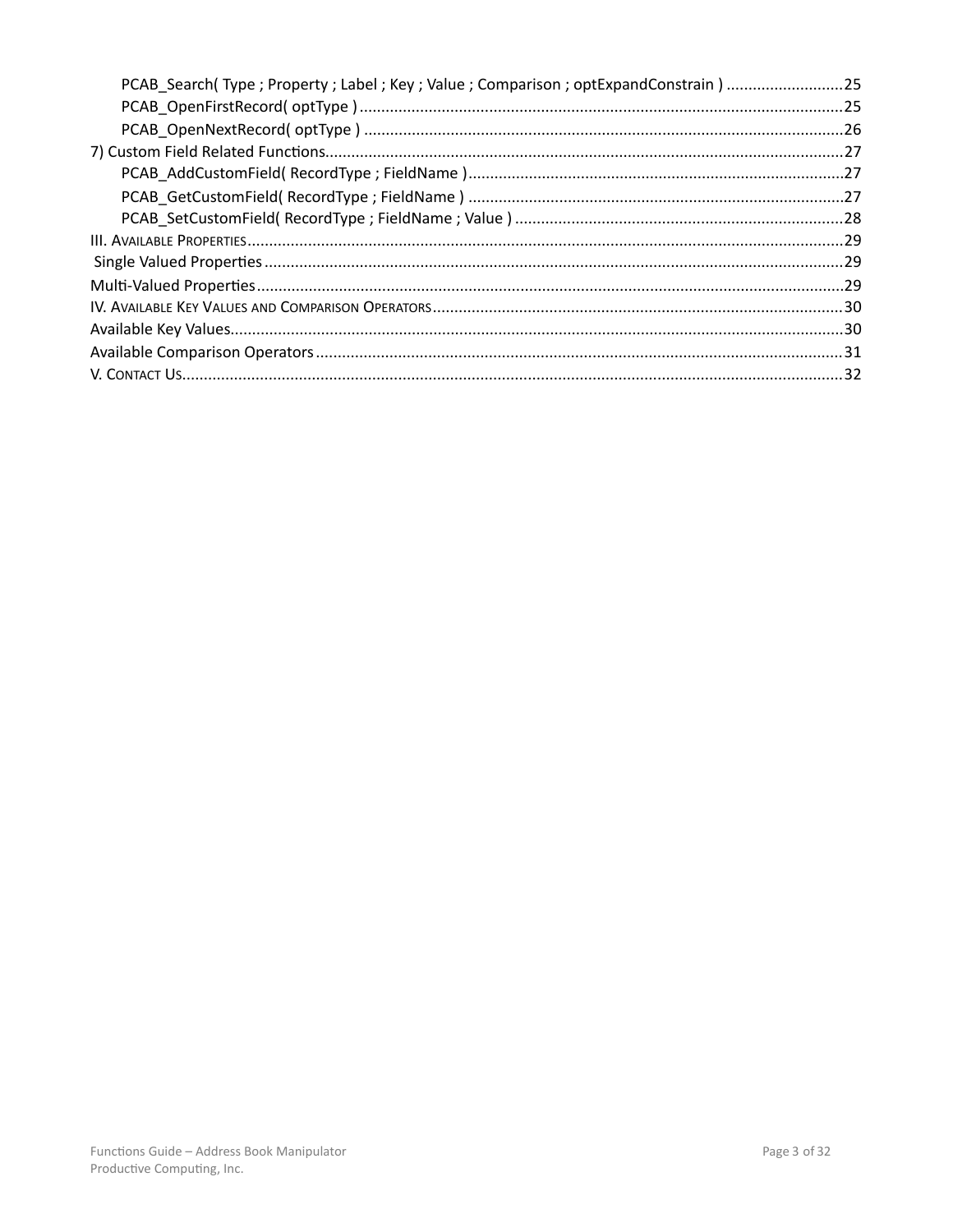PCAB_Search( Type ; Property ; Label ; Key ; Value ; Comparison ; optExpandConstrain ) ........................... 25
PCAB_OpenFirstRecord( optType ) ........................................................................................................ 25
PCAB_OpenNextRecord( optType ) ....................................................................................................... 26

7) Custom Field Related Functions ......................................................................................................... 27

PCAB_AddCustomField( RecordType ; FieldName ) ................................................................................ 27
PCAB_GetCustomField( RecordType ; FieldName ) ................................................................................ 27
PCAB_SetCustomField( RecordType ; FieldName ; Value ) ..................................................................... 28

III. Available Properties ........................................................................................................................... 29

Single Valued Properties ......................................................................................................................... 29

Multi-Valued Properties .......................................................................................................................... 29

IV. Available Key Values and Comparison Operators .............................................................................. 30

Available Key Values ................................................................................................................................ 30

Available Comparison Operators ............................................................................................................ 31

V. Contact Us ........................................................................................................................................... 32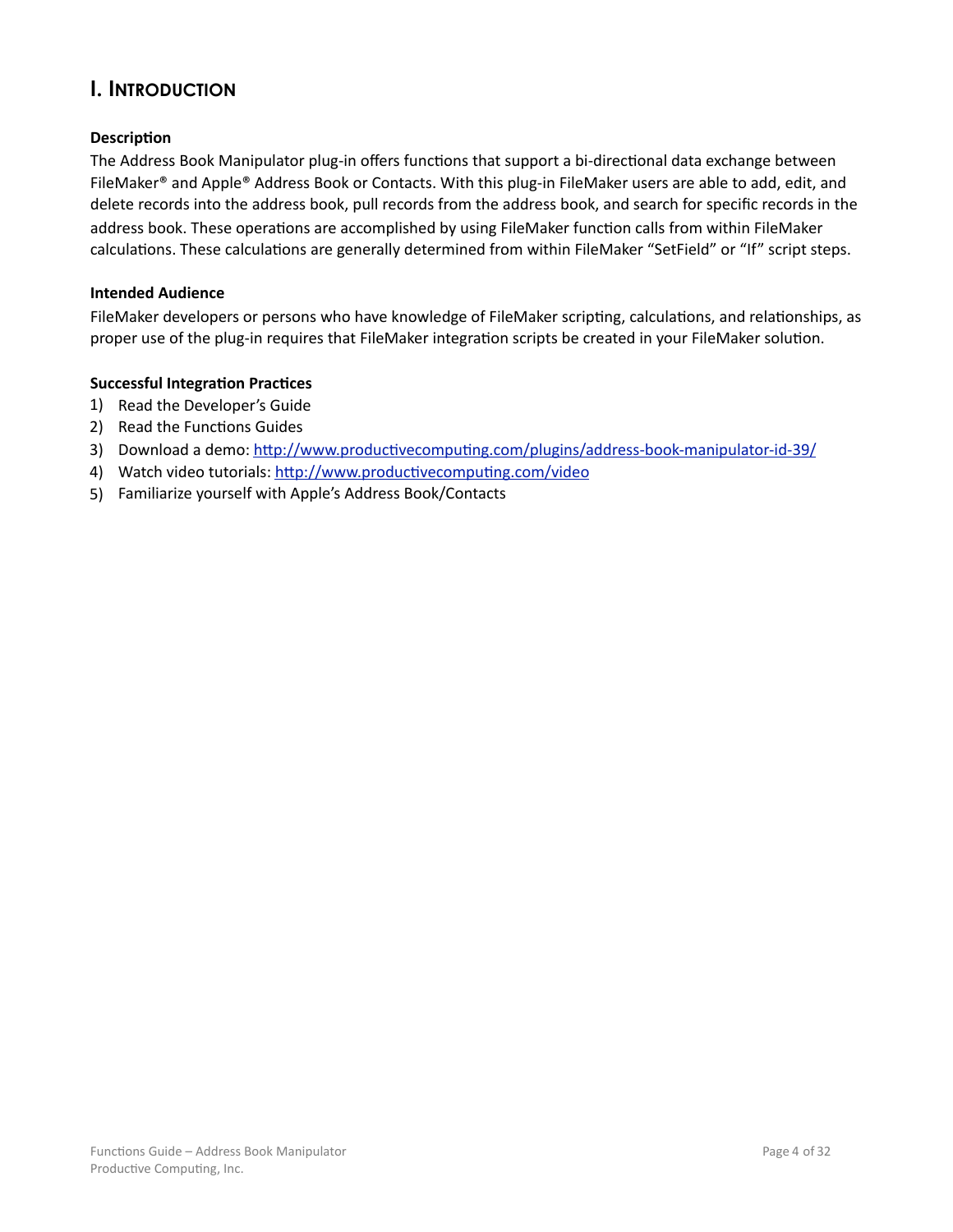## I. Introduction

**Description**

The Address Book Manipulator plug-in offers functions that support a bi-directional data exchange between FileMaker® and Apple® Address Book or Contacts. With this plug-in FileMaker users are able to add, edit, and delete records into the address book, pull records from the address book, and search for specific records in the address book. These operations are accomplished by using FileMaker function calls from within FileMaker calculations. These calculations are generally determined from within FileMaker "SetField" or "If" script steps.

**Intended Audience**

FileMaker developers or persons who have knowledge of FileMaker scripting, calculations, and relationships, as proper use of the plug-in requires that FileMaker integration scripts be created in your FileMaker solution.

**Successful Integration Practices**

1) Read the Developer's Guide
2) Read the Functions Guides
3) Download a demo: http://www.productivecomputing.com/plugins/address-book-manipulator-id-39/
4) Watch video tutorials: http://www.productivecomputing.com/video
5) Familiarize yourself with Apple's Address Book/Contacts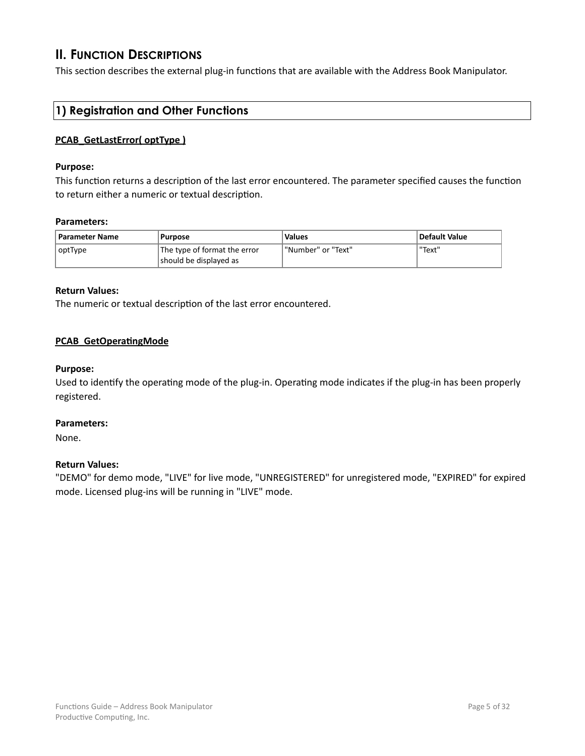## II. Function Descriptions

This section describes the external plug-in functions that are available with the Address Book Manipulator.

### 1) Registration and Other Functions

**PCAB_GetLastError( optType )**

**Purpose:**
This function returns a description of the last error encountered. The parameter specified causes the function to return either a numeric or textual description.

**Parameters:**

| Parameter Name | Purpose | Values | Default Value |
|---|---|---|---|
| optType | The type of format the error should be displayed as | "Number" or "Text" | "Text" |

**Return Values:**
The numeric or textual description of the last error encountered.

**PCAB_GetOperatingMode**

**Purpose:**
Used to identify the operating mode of the plug-in. Operating mode indicates if the plug-in has been properly registered.

**Parameters:**
None.

**Return Values:**
"DEMO" for demo mode, "LIVE" for live mode, "UNREGISTERED" for unregistered mode, "EXPIRED" for expired mode. Licensed plug-ins will be running in "LIVE" mode.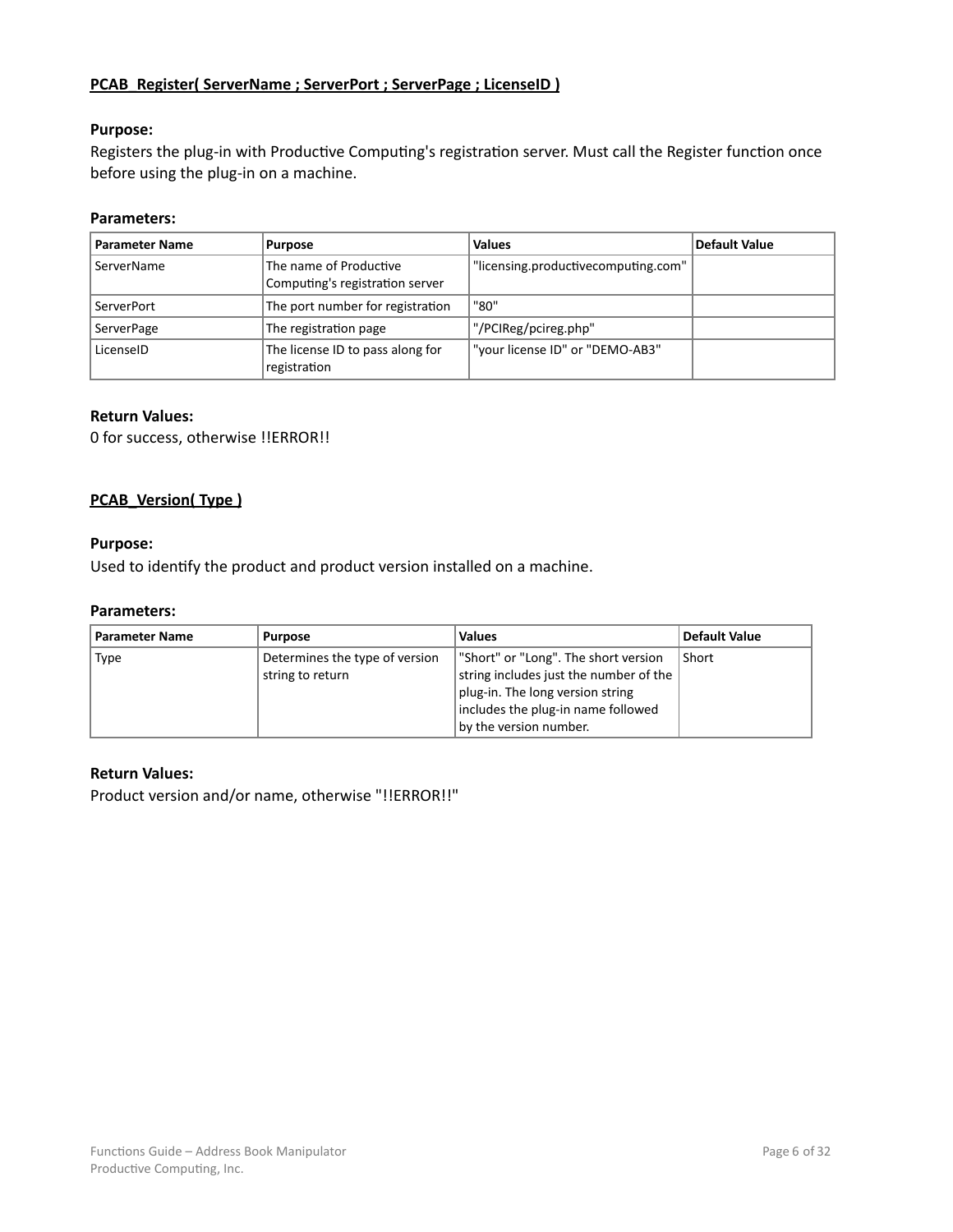## PCAB_Register( ServerName ; ServerPort ; ServerPage ; LicenseID )

**Purpose:**
Registers the plug-in with Productive Computing's registration server. Must call the Register function once before using the plug-in on a machine.

**Parameters:**

| Parameter Name | Purpose | Values | Default Value |
|---|---|---|---|
| ServerName | The name of Productive Computing's registration server | "licensing.productivecomputing.com" | |
| ServerPort | The port number for registration | "80" | |
| ServerPage | The registration page | "/PCIReg/pcireg.php" | |
| LicenseID | The license ID to pass along for registration | "your license ID" or "DEMO-AB3" | |

**Return Values:**
0 for success, otherwise !!ERROR!!

## PCAB_Version( Type )

**Purpose:**
Used to identify the product and product version installed on a machine.

**Parameters:**

| Parameter Name | Purpose | Values | Default Value |
|---|---|---|---|
| Type | Determines the type of version string to return | "Short" or "Long". The short version string includes just the number of the plug-in. The long version string includes the plug-in name followed by the version number. | Short |

**Return Values:**
Product version and/or name, otherwise "!!ERROR!!"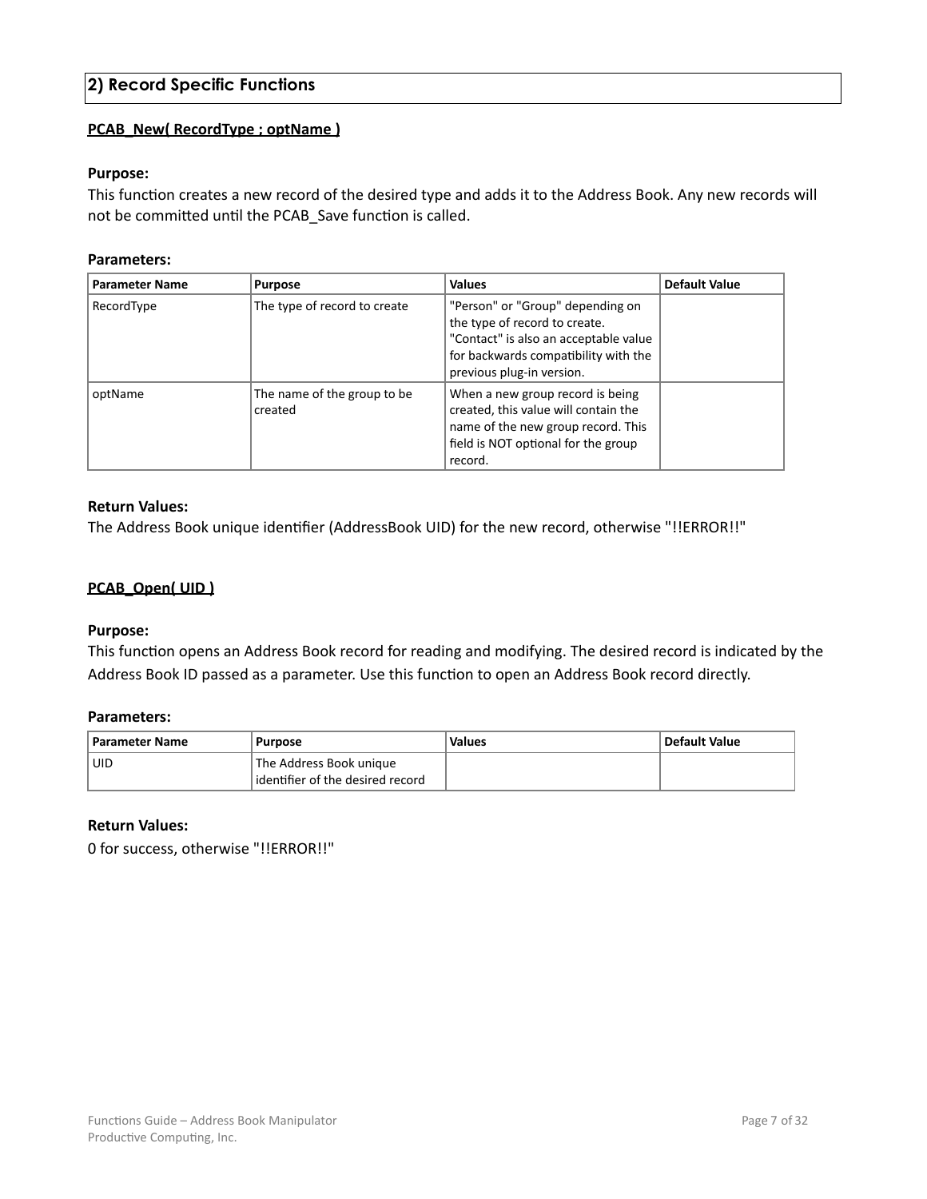## 2) Record Specific Functions

**PCAB_New( RecordType ; optName )**

**Purpose:**
This function creates a new record of the desired type and adds it to the Address Book. Any new records will not be committed until the PCAB_Save function is called.

**Parameters:**

| Parameter Name | Purpose | Values | Default Value |
|---|---|---|---|
| RecordType | The type of record to create | "Person" or "Group" depending on the type of record to create. "Contact" is also an acceptable value for backwards compatibility with the previous plug-in version. | |
| optName | The name of the group to be created | When a new group record is being created, this value will contain the name of the new group record. This field is NOT optional for the group record. | |

**Return Values:**
The Address Book unique identifier (AddressBook UID) for the new record, otherwise "!!ERROR!!"

**PCAB_Open( UID )**

**Purpose:**
This function opens an Address Book record for reading and modifying. The desired record is indicated by the Address Book ID passed as a parameter. Use this function to open an Address Book record directly.

**Parameters:**

| Parameter Name | Purpose | Values | Default Value |
|---|---|---|---|
| UID | The Address Book unique identifier of the desired record | | |

**Return Values:**
0 for success, otherwise "!!ERROR!!"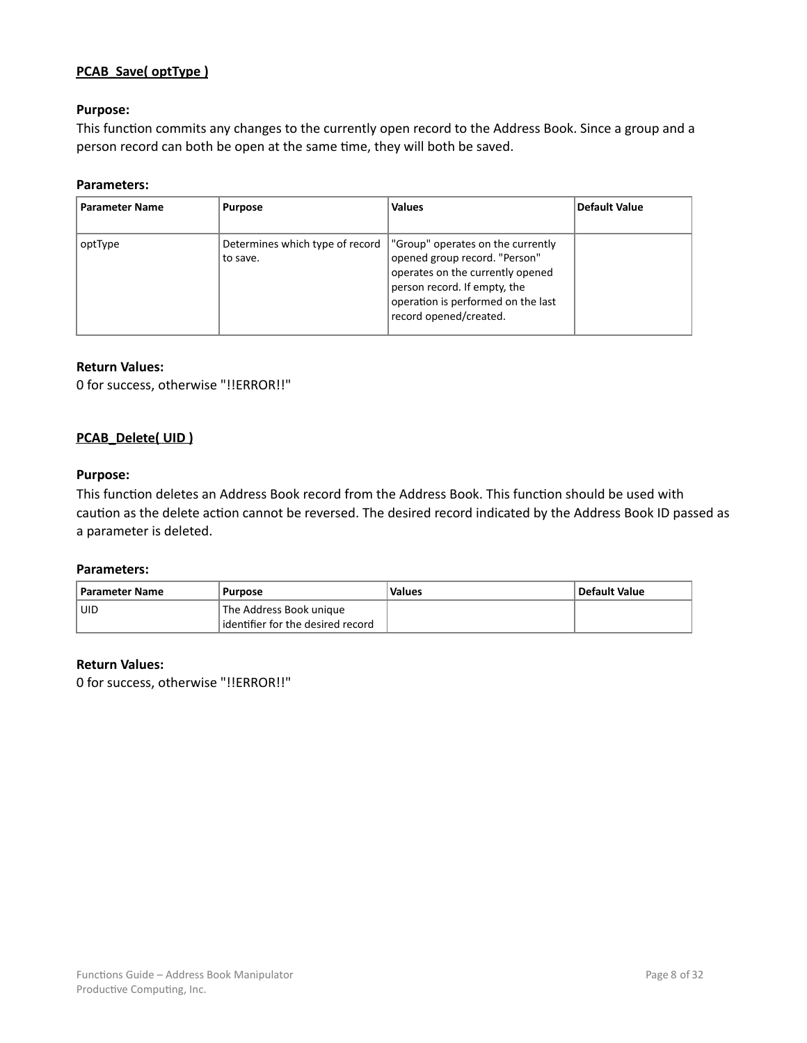**PCAB_Save( optType )**

**Purpose:**
This function commits any changes to the currently open record to the Address Book. Since a group and a person record can both be open at the same time, they will both be saved.

**Parameters:**

| Parameter Name | Purpose | Values | Default Value |
|---|---|---|---|
| optType | Determines which type of record to save. | "Group" operates on the currently opened group record. "Person" operates on the currently opened person record. If empty, the operation is performed on the last record opened/created. | |

**Return Values:**
0 for success, otherwise "!!ERROR!!"

**PCAB_Delete( UID )**

**Purpose:**
This function deletes an Address Book record from the Address Book. This function should be used with caution as the delete action cannot be reversed. The desired record indicated by the Address Book ID passed as a parameter is deleted.

**Parameters:**

| Parameter Name | Purpose | Values | Default Value |
|---|---|---|---|
| UID | The Address Book unique identifier for the desired record | | |

**Return Values:**
0 for success, otherwise "!!ERROR!!"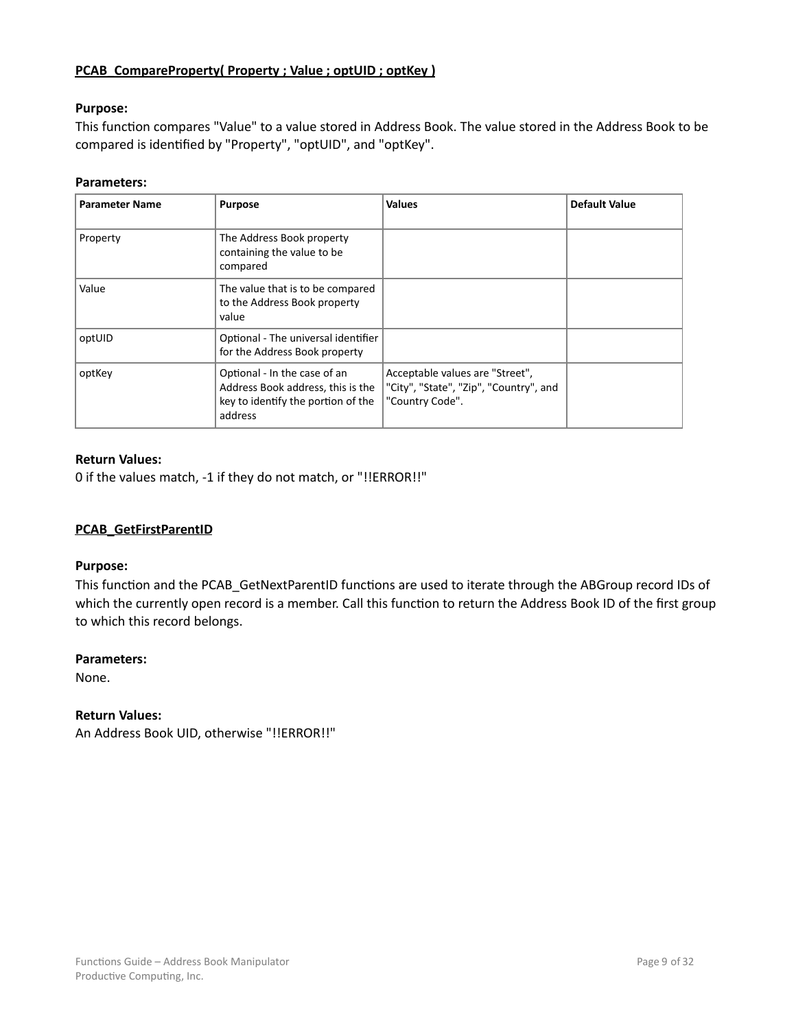**PCAB_CompareProperty( Property ; Value ; optUID ; optKey )**

**Purpose:**
This function compares "Value" to a value stored in Address Book. The value stored in the Address Book to be compared is identified by "Property", "optUID", and "optKey".

**Parameters:**

| Parameter Name | Purpose | Values | Default Value |
|---|---|---|---|
| Property | The Address Book property containing the value to be compared | | |
| Value | The value that is to be compared to the Address Book property value | | |
| optUID | Optional - The universal identifier for the Address Book property | | |
| optKey | Optional - In the case of an Address Book address, this is the key to identify the portion of the address | Acceptable values are "Street", "City", "State", "Zip", "Country", and "Country Code". | |

**Return Values:**
0 if the values match, -1 if they do not match, or "!!ERROR!!"

**PCAB_GetFirstParentID**

**Purpose:**
This function and the PCAB_GetNextParentID functions are used to iterate through the ABGroup record IDs of which the currently open record is a member. Call this function to return the Address Book ID of the first group to which this record belongs.

**Parameters:**
None.

**Return Values:**
An Address Book UID, otherwise "!!ERROR!!"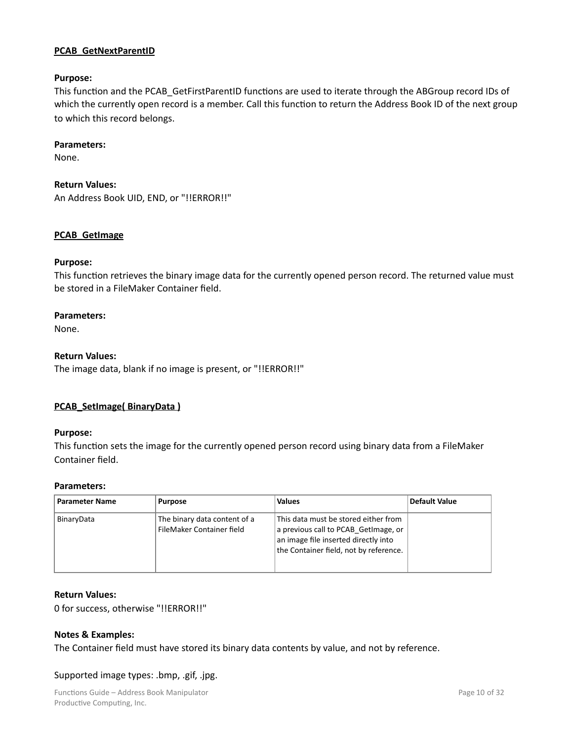## PCAB_GetNextParentID

**Purpose:**
This function and the PCAB_GetFirstParentID functions are used to iterate through the ABGroup record IDs of which the currently open record is a member. Call this function to return the Address Book ID of the next group to which this record belongs.

**Parameters:**
None.

**Return Values:**
An Address Book UID, END, or "!!ERROR!!"

## PCAB_GetImage

**Purpose:**
This function retrieves the binary image data for the currently opened person record. The returned value must be stored in a FileMaker Container field.

**Parameters:**
None.

**Return Values:**
The image data, blank if no image is present, or "!!ERROR!!"

## PCAB_SetImage( BinaryData )

**Purpose:**
This function sets the image for the currently opened person record using binary data from a FileMaker Container field.

**Parameters:**

| Parameter Name | Purpose | Values | Default Value |
|---|---|---|---|
| BinaryData | The binary data content of a FileMaker Container field | This data must be stored either from a previous call to PCAB_GetImage, or an image file inserted directly into the Container field, not by reference. | |

**Return Values:**
0 for success, otherwise "!!ERROR!!"

**Notes & Examples:**
The Container field must have stored its binary data contents by value, and not by reference.

Supported image types: .bmp, .gif, .jpg.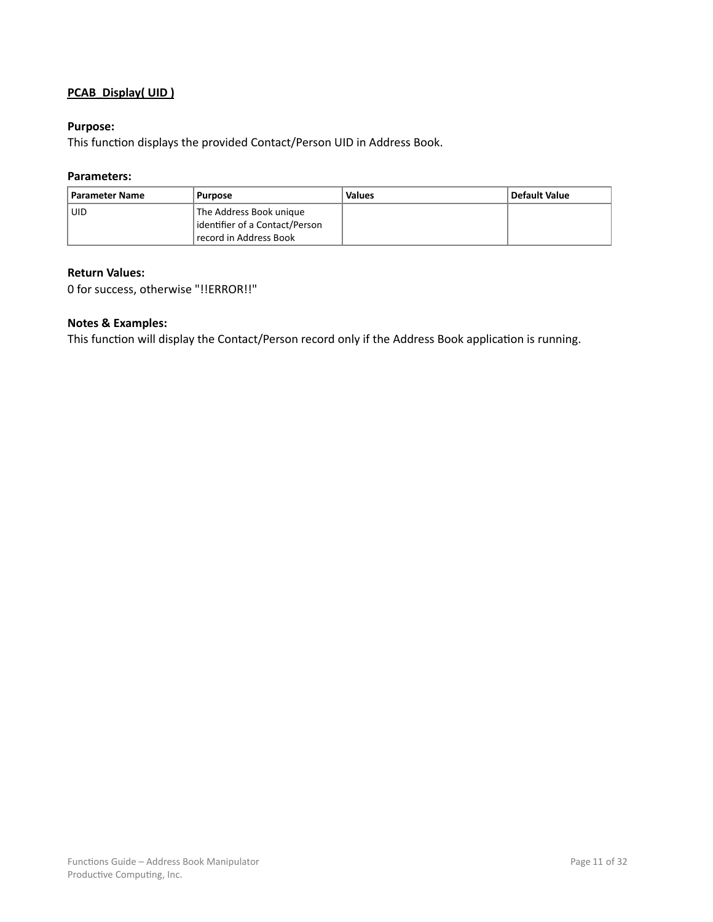## PCAB_Display( UID )

**Purpose:**
This function displays the provided Contact/Person UID in Address Book.

**Parameters:**

| Parameter Name | Purpose | Values | Default Value |
|---|---|---|---|
| UID | The Address Book unique identifier of a Contact/Person record in Address Book | | |

**Return Values:**
0 for success, otherwise "!!ERROR!!"

**Notes & Examples:**
This function will display the Contact/Person record only if the Address Book application is running.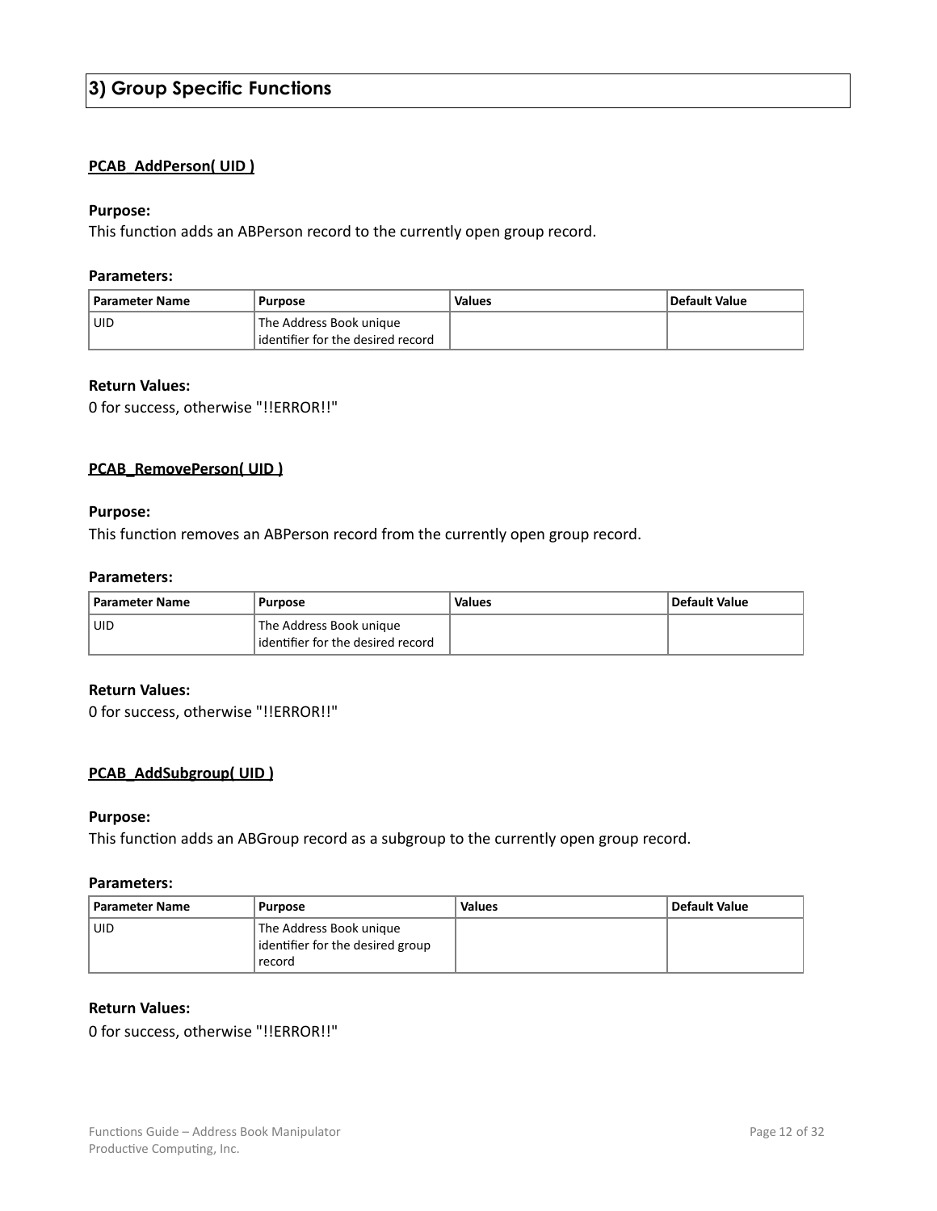## 3) Group Specific Functions

### PCAB_AddPerson( UID )

**Purpose:**
This function adds an ABPerson record to the currently open group record.

**Parameters:**

| Parameter Name | Purpose | Values | Default Value |
|---|---|---|---|
| UID | The Address Book unique identifier for the desired record | | |

**Return Values:**
0 for success, otherwise "!!ERROR!!"

### PCAB_RemovePerson( UID )

**Purpose:**
This function removes an ABPerson record from the currently open group record.

**Parameters:**

| Parameter Name | Purpose | Values | Default Value |
|---|---|---|---|
| UID | The Address Book unique identifier for the desired record | | |

**Return Values:**
0 for success, otherwise "!!ERROR!!"

### PCAB_AddSubgroup( UID )

**Purpose:**
This function adds an ABGroup record as a subgroup to the currently open group record.

**Parameters:**

| Parameter Name | Purpose | Values | Default Value |
|---|---|---|---|
| UID | The Address Book unique identifier for the desired group record | | |

**Return Values:**
0 for success, otherwise "!!ERROR!!"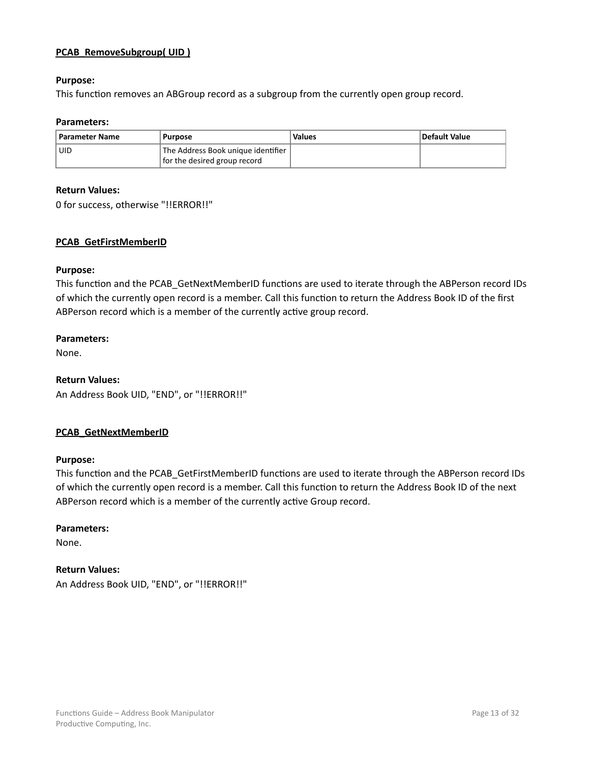### PCAB_RemoveSubgroup( UID )

**Purpose:**
This function removes an ABGroup record as a subgroup from the currently open group record.

**Parameters:**

| Parameter Name | Purpose | Values | Default Value |
|---|---|---|---|
| UID | The Address Book unique identifier for the desired group record | | |

**Return Values:**
0 for success, otherwise "!!ERROR!!"

### PCAB_GetFirstMemberID

**Purpose:**
This function and the PCAB_GetNextMemberID functions are used to iterate through the ABPerson record IDs of which the currently open record is a member. Call this function to return the Address Book ID of the first ABPerson record which is a member of the currently active group record.

**Parameters:**
None.

**Return Values:**
An Address Book UID, "END", or "!!ERROR!!"

### PCAB_GetNextMemberID

**Purpose:**
This function and the PCAB_GetFirstMemberID functions are used to iterate through the ABPerson record IDs of which the currently open record is a member. Call this function to return the Address Book ID of the next ABPerson record which is a member of the currently active Group record.

**Parameters:**
None.

**Return Values:**
An Address Book UID, "END", or "!!ERROR!!"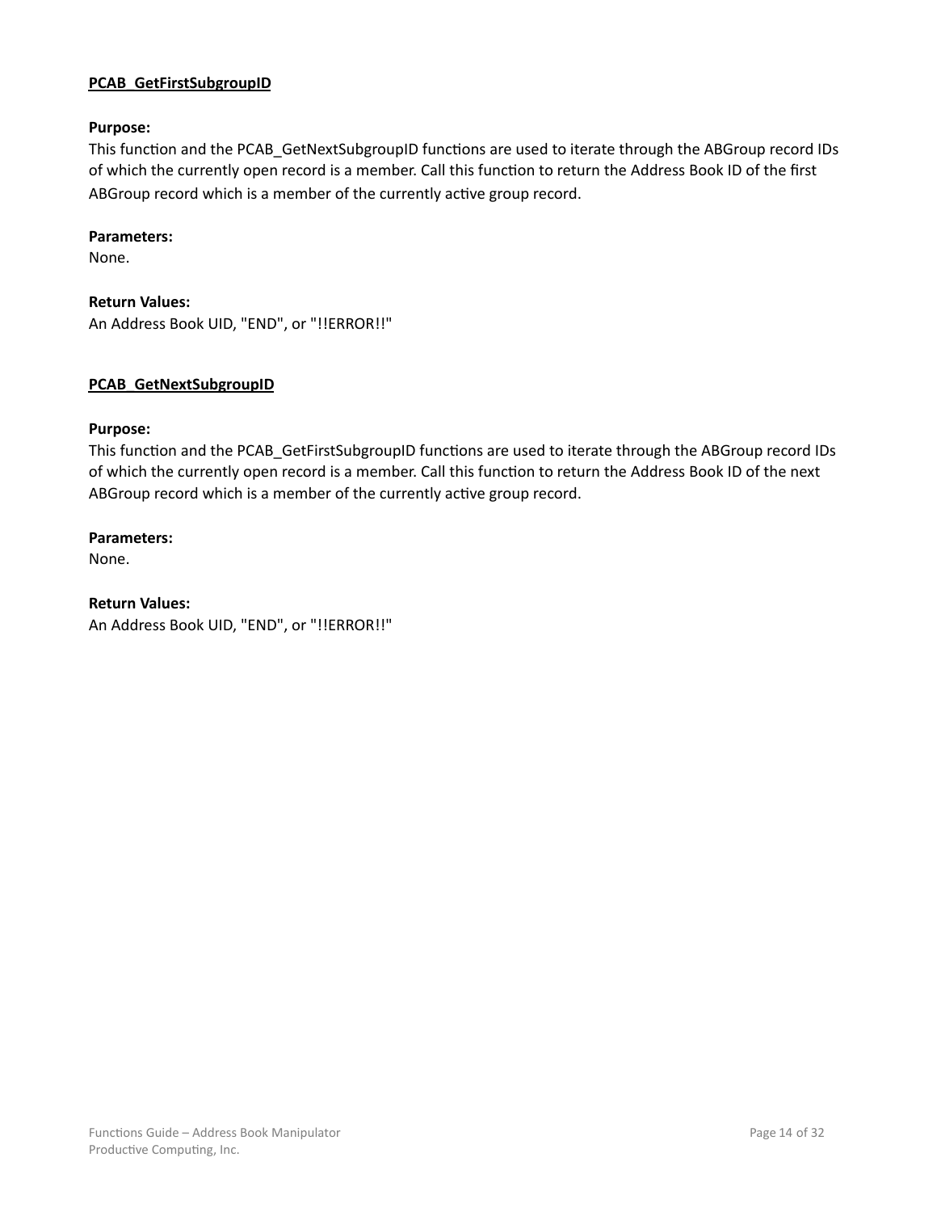## PCAB_GetFirstSubgroupID

**Purpose:**
This function and the PCAB_GetNextSubgroupID functions are used to iterate through the ABGroup record IDs of which the currently open record is a member. Call this function to return the Address Book ID of the first ABGroup record which is a member of the currently active group record.

**Parameters:**
None.

**Return Values:**
An Address Book UID, "END", or "!!ERROR!!"

## PCAB_GetNextSubgroupID

**Purpose:**
This function and the PCAB_GetFirstSubgroupID functions are used to iterate through the ABGroup record IDs of which the currently open record is a member. Call this function to return the Address Book ID of the next ABGroup record which is a member of the currently active group record.

**Parameters:**
None.

**Return Values:**
An Address Book UID, "END", or "!!ERROR!!"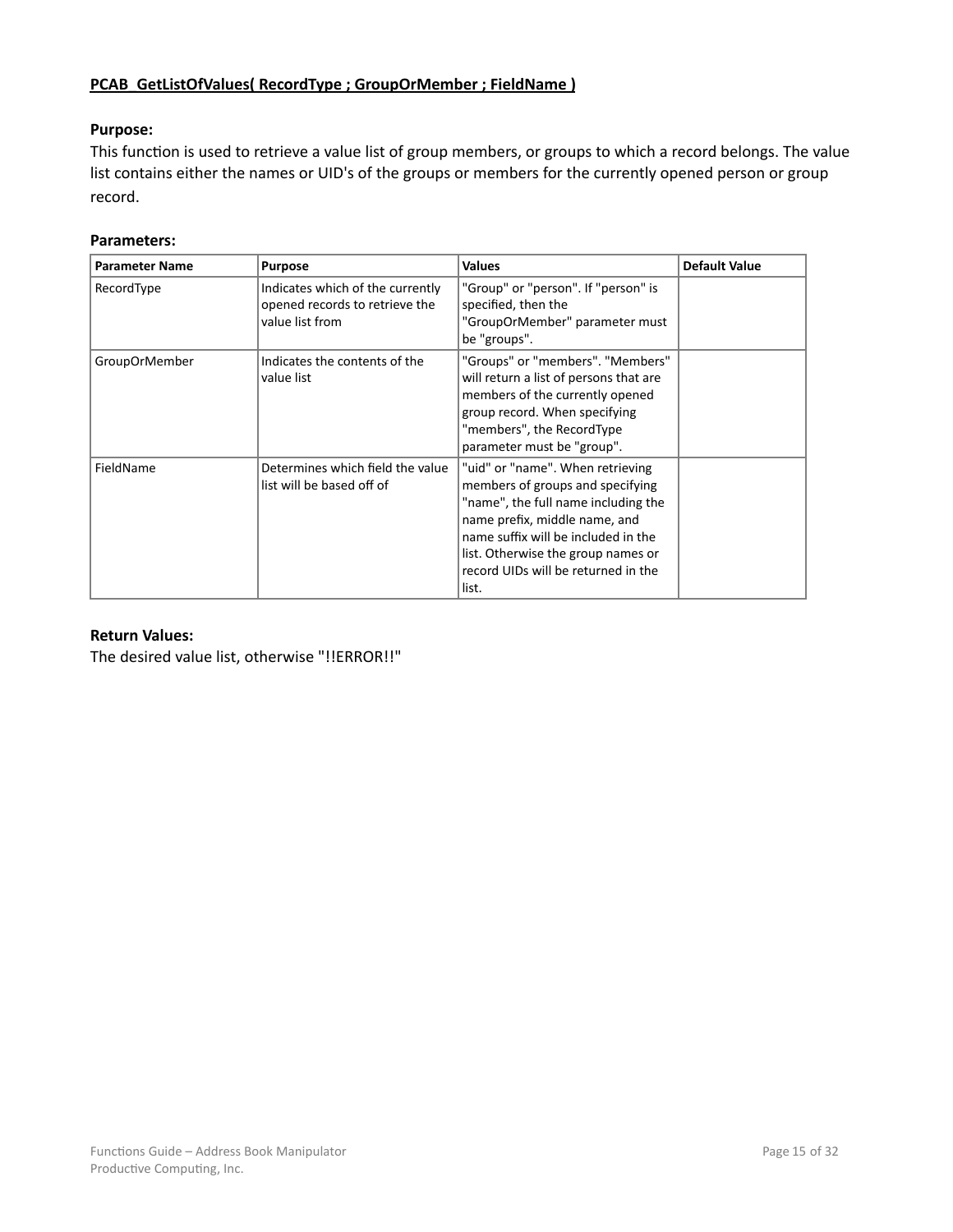**PCAB_GetListOfValues( RecordType ; GroupOrMember ; FieldName )**

**Purpose:**

This function is used to retrieve a value list of group members, or groups to which a record belongs. The value list contains either the names or UID's of the groups or members for the currently opened person or group record.

**Parameters:**

| Parameter Name | Purpose | Values | Default Value |
|---|---|---|---|
| RecordType | Indicates which of the currently opened records to retrieve the value list from | "Group" or "person". If "person" is specified, then the "GroupOrMember" parameter must be "groups". | |
| GroupOrMember | Indicates the contents of the value list | "Groups" or "members". "Members" will return a list of persons that are members of the currently opened group record. When specifying "members", the RecordType parameter must be "group". | |
| FieldName | Determines which field the value list will be based off of | "uid" or "name". When retrieving members of groups and specifying "name", the full name including the name prefix, middle name, and name suffix will be included in the list. Otherwise the group names or record UIDs will be returned in the list. | |

**Return Values:**

The desired value list, otherwise "!!ERROR!!"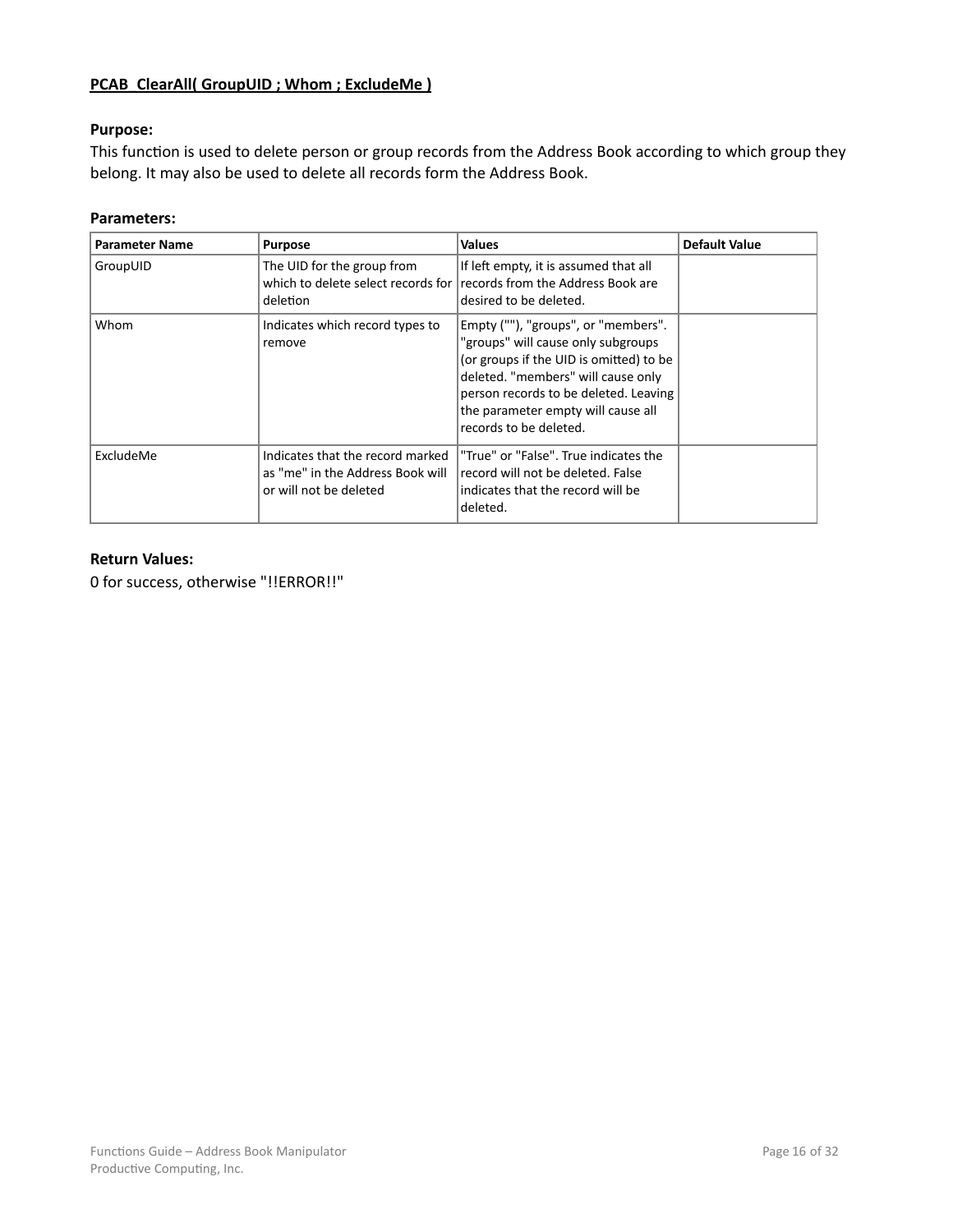**PCAB_ClearAll( GroupUID ; Whom ; ExcludeMe )**

**Purpose:**
This function is used to delete person or group records from the Address Book according to which group they belong. It may also be used to delete all records form the Address Book.

**Parameters:**

| Parameter Name | Purpose | Values | Default Value |
|---|---|---|---|
| GroupUID | The UID for the group from which to delete select records for deletion | If left empty, it is assumed that all records from the Address Book are desired to be deleted. | |
| Whom | Indicates which record types to remove | Empty (""), "groups", or "members". "groups" will cause only subgroups (or groups if the UID is omitted) to be deleted. "members" will cause only person records to be deleted. Leaving the parameter empty will cause all records to be deleted. | |
| ExcludeMe | Indicates that the record marked as "me" in the Address Book will or will not be deleted | "True" or "False". True indicates the record will not be deleted. False indicates that the record will be deleted. | |

**Return Values:**
0 for success, otherwise "!!ERROR!!"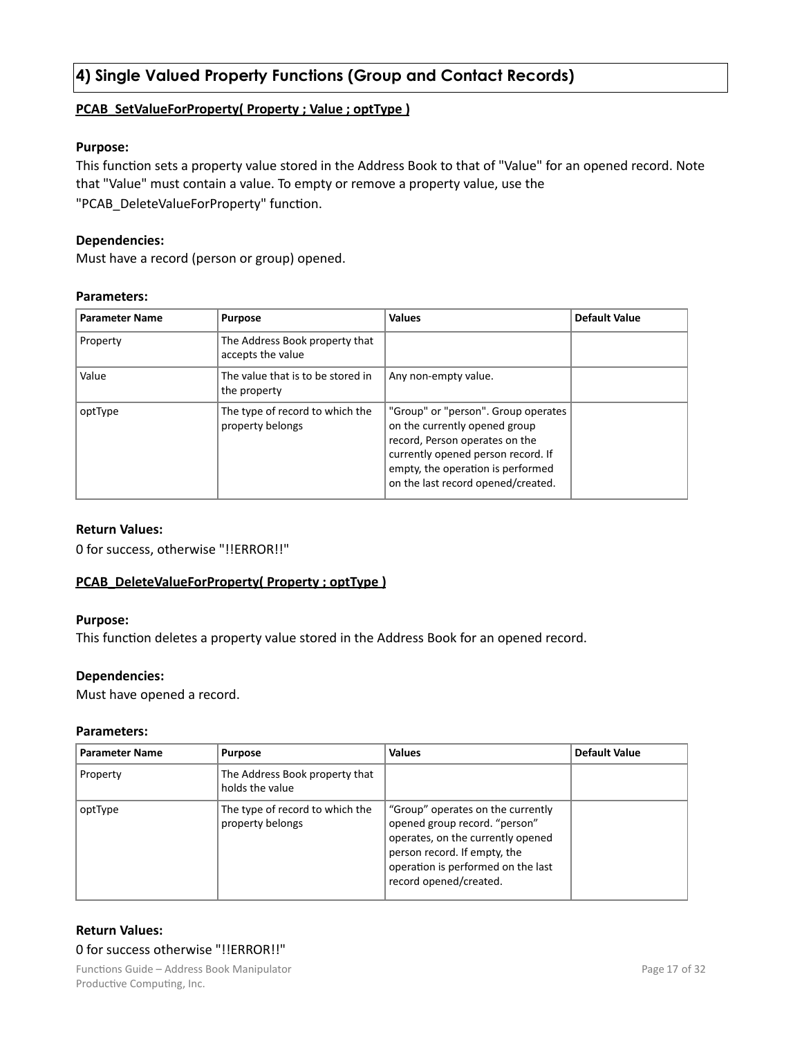## 4) Single Valued Property Functions (Group and Contact Records)

**PCAB_SetValueForProperty( Property ; Value ; optType )**

**Purpose:**
This function sets a property value stored in the Address Book to that of "Value" for an opened record. Note that "Value" must contain a value. To empty or remove a property value, use the "PCAB_DeleteValueForProperty" function.

**Dependencies:**
Must have a record (person or group) opened.

**Parameters:**

| Parameter Name | Purpose | Values | Default Value |
|---|---|---|---|
| Property | The Address Book property that accepts the value | | |
| Value | The value that is to be stored in the property | Any non-empty value. | |
| optType | The type of record to which the property belongs | "Group" or "person". Group operates on the currently opened group record, Person operates on the currently opened person record. If empty, the operation is performed on the last record opened/created. | |

**Return Values:**
0 for success, otherwise "!!ERROR!!"

**PCAB_DeleteValueForProperty( Property ; optType )**

**Purpose:**
This function deletes a property value stored in the Address Book for an opened record.

**Dependencies:**
Must have opened a record.

**Parameters:**

| Parameter Name | Purpose | Values | Default Value |
|---|---|---|---|
| Property | The Address Book property that holds the value | | |
| optType | The type of record to which the property belongs | “Group” operates on the currently opened group record. “person” operates, on the currently opened person record. If empty, the operation is performed on the last record opened/created. | |

**Return Values:**
0 for success otherwise "!!ERROR!!"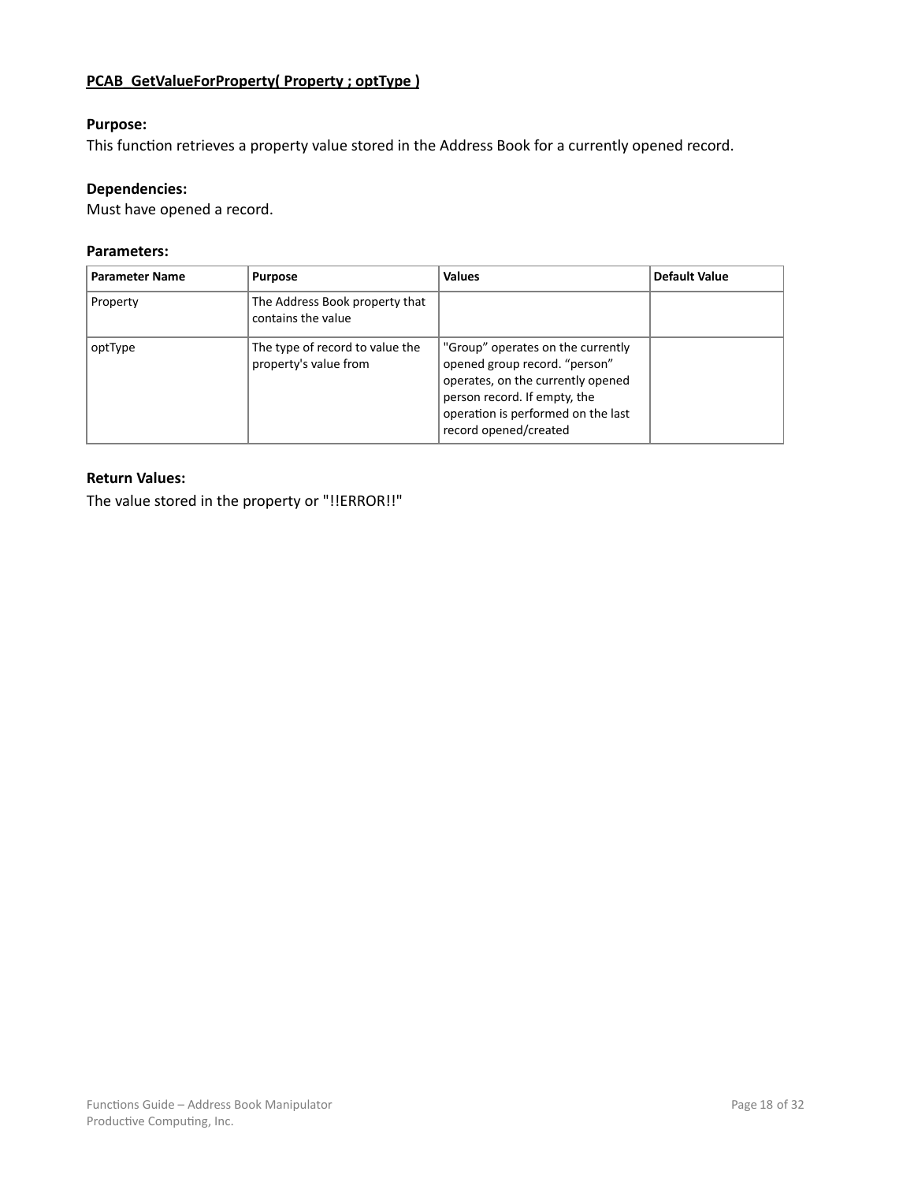**PCAB_GetValueForProperty( Property ; optType )**

**Purpose:**
This function retrieves a property value stored in the Address Book for a currently opened record.

**Dependencies:**
Must have opened a record.

**Parameters:**

| Parameter Name | Purpose | Values | Default Value |
|---|---|---|---|
| Property | The Address Book property that contains the value | | |
| optType | The type of record to value the property's value from | "Group" operates on the currently opened group record. "person" operates, on the currently opened person record. If empty, the operation is performed on the last record opened/created | |

**Return Values:**
The value stored in the property or "!!ERROR!!"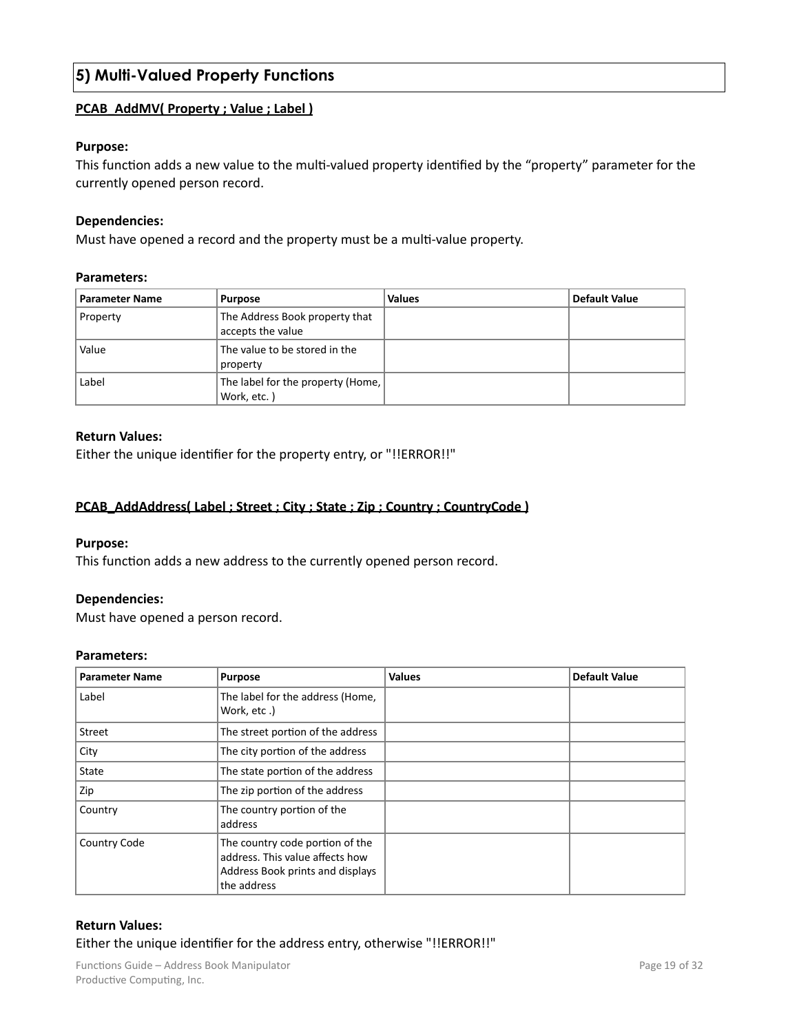## 5) Multi-Valued Property Functions

**PCAB_AddMV( Property ; Value ; Label )**

**Purpose:**
This function adds a new value to the multi-valued property identified by the “property” parameter for the currently opened person record.

**Dependencies:**
Must have opened a record and the property must be a multi-value property.

**Parameters:**

| Parameter Name | Purpose | Values | Default Value |
|---|---|---|---|
| Property | The Address Book property that accepts the value | | |
| Value | The value to be stored in the property | | |
| Label | The label for the property (Home, Work, etc. ) | | |

**Return Values:**
Either the unique identifier for the property entry, or "!!ERROR!!"

**PCAB_AddAddress( Label ; Street ; City ; State ; Zip ; Country ; CountryCode )**

**Purpose:**
This function adds a new address to the currently opened person record.

**Dependencies:**
Must have opened a person record.

**Parameters:**

| Parameter Name | Purpose | Values | Default Value |
|---|---|---|---|
| Label | The label for the address (Home, Work, etc .) | | |
| Street | The street portion of the address | | |
| City | The city portion of the address | | |
| State | The state portion of the address | | |
| Zip | The zip portion of the address | | |
| Country | The country portion of the address | | |
| Country Code | The country code portion of the address. This value affects how Address Book prints and displays the address | | |

**Return Values:**
Either the unique identifier for the address entry, otherwise "!!ERROR!!"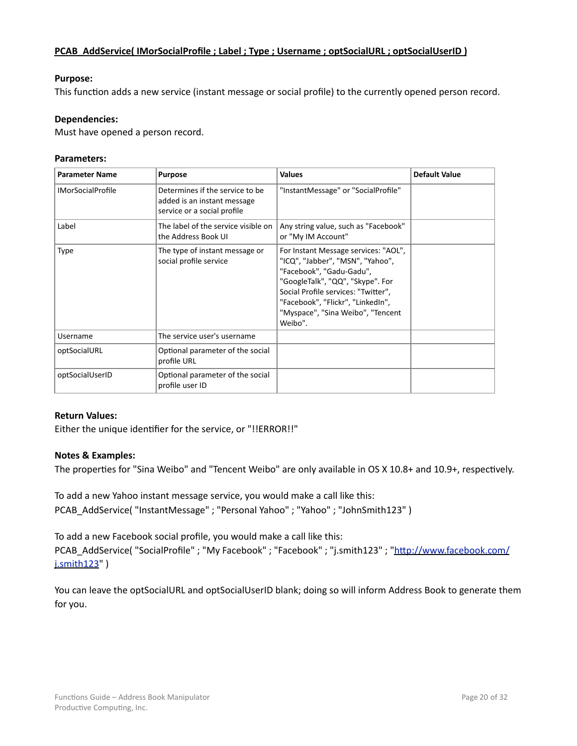**PCAB_AddService( IMorSocialProfile ; Label ; Type ; Username ; optSocialURL ; optSocialUserID )**

**Purpose:**
This function adds a new service (instant message or social profile) to the currently opened person record.

**Dependencies:**
Must have opened a person record.

**Parameters:**

| Parameter Name | Purpose | Values | Default Value |
|---|---|---|---|
| IMorSocialProfile | Determines if the service to be added is an instant message service or a social profile | "InstantMessage" or "SocialProfile" | |
| Label | The label of the service visible on the Address Book UI | Any string value, such as "Facebook" or "My IM Account" | |
| Type | The type of instant message or social profile service | For Instant Message services: "AOL", "ICQ", "Jabber", "MSN", "Yahoo", "Facebook", "Gadu-Gadu", "GoogleTalk", "QQ", "Skype". For Social Profile services: "Twitter", "Facebook", "Flickr", "LinkedIn", "Myspace", "Sina Weibo", "Tencent Weibo". | |
| Username | The service user's username | | |
| optSocialURL | Optional parameter of the social profile URL | | |
| optSocialUserID | Optional parameter of the social profile user ID | | |

**Return Values:**
Either the unique identifier for the service, or "!!ERROR!!"

**Notes & Examples:**
The properties for "Sina Weibo" and "Tencent Weibo" are only available in OS X 10.8+ and 10.9+, respectively.

To add a new Yahoo instant message service, you would make a call like this:
PCAB_AddService( "InstantMessage" ; "Personal Yahoo" ; "Yahoo" ; "JohnSmith123" )

To add a new Facebook social profile, you would make a call like this:
PCAB_AddService( "SocialProfile" ; "My Facebook" ; "Facebook" ; "j.smith123" ; "http://www.facebook.com/j.smith123" )

You can leave the optSocialURL and optSocialUserID blank; doing so will inform Address Book to generate them for you.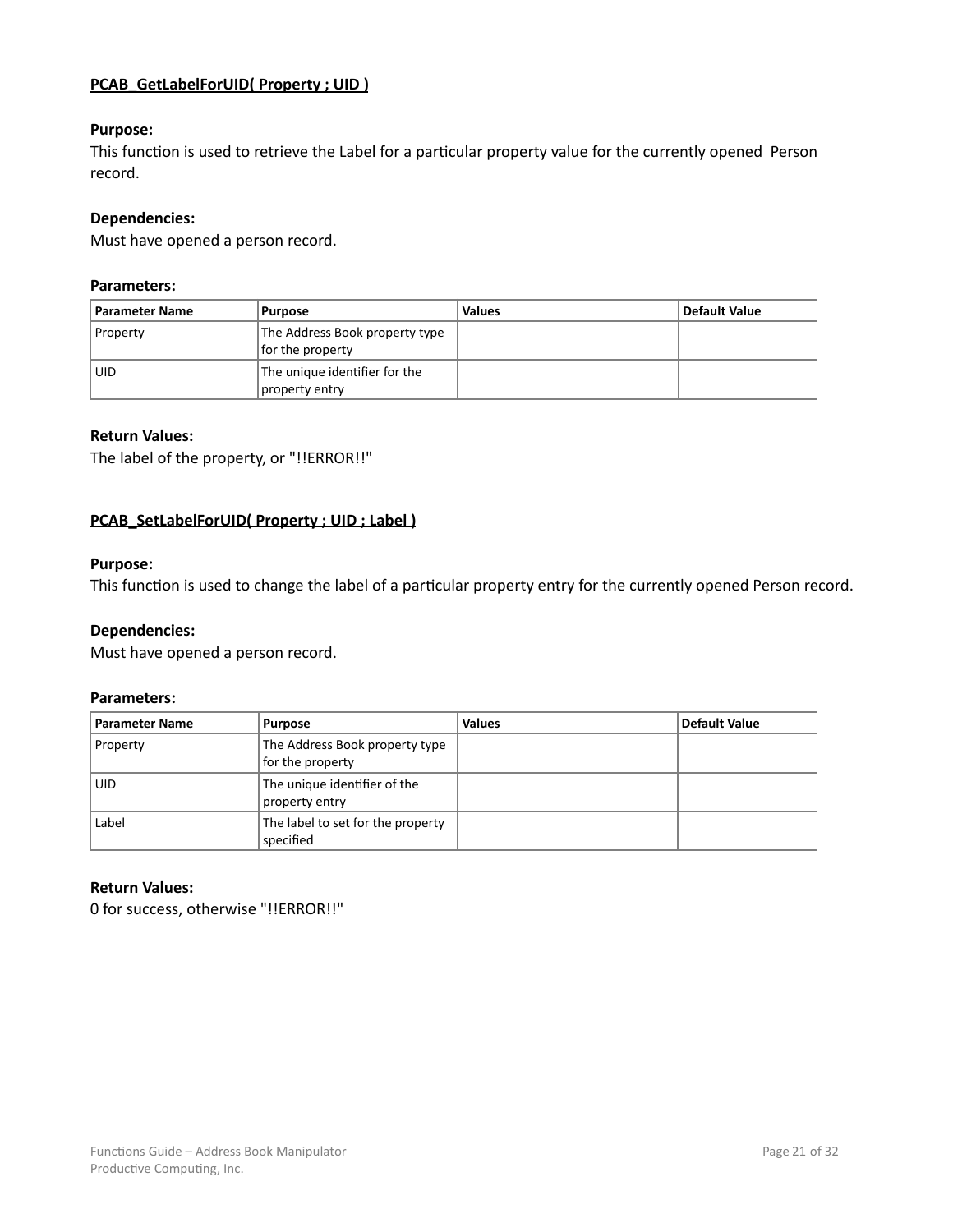## PCAB_GetLabelForUID( Property ; UID )

**Purpose:**
This function is used to retrieve the Label for a particular property value for the currently opened Person record.

**Dependencies:**
Must have opened a person record.

**Parameters:**

| Parameter Name | Purpose | Values | Default Value |
|---|---|---|---|
| Property | The Address Book property type for the property | | |
| UID | The unique identifier for the property entry | | |

**Return Values:**
The label of the property, or "!!ERROR!!"

## PCAB_SetLabelForUID( Property ; UID ; Label )

**Purpose:**
This function is used to change the label of a particular property entry for the currently opened Person record.

**Dependencies:**
Must have opened a person record.

**Parameters:**

| Parameter Name | Purpose | Values | Default Value |
|---|---|---|---|
| Property | The Address Book property type for the property | | |
| UID | The unique identifier of the property entry | | |
| Label | The label to set for the property specified | | |

**Return Values:**
0 for success, otherwise "!!ERROR!!"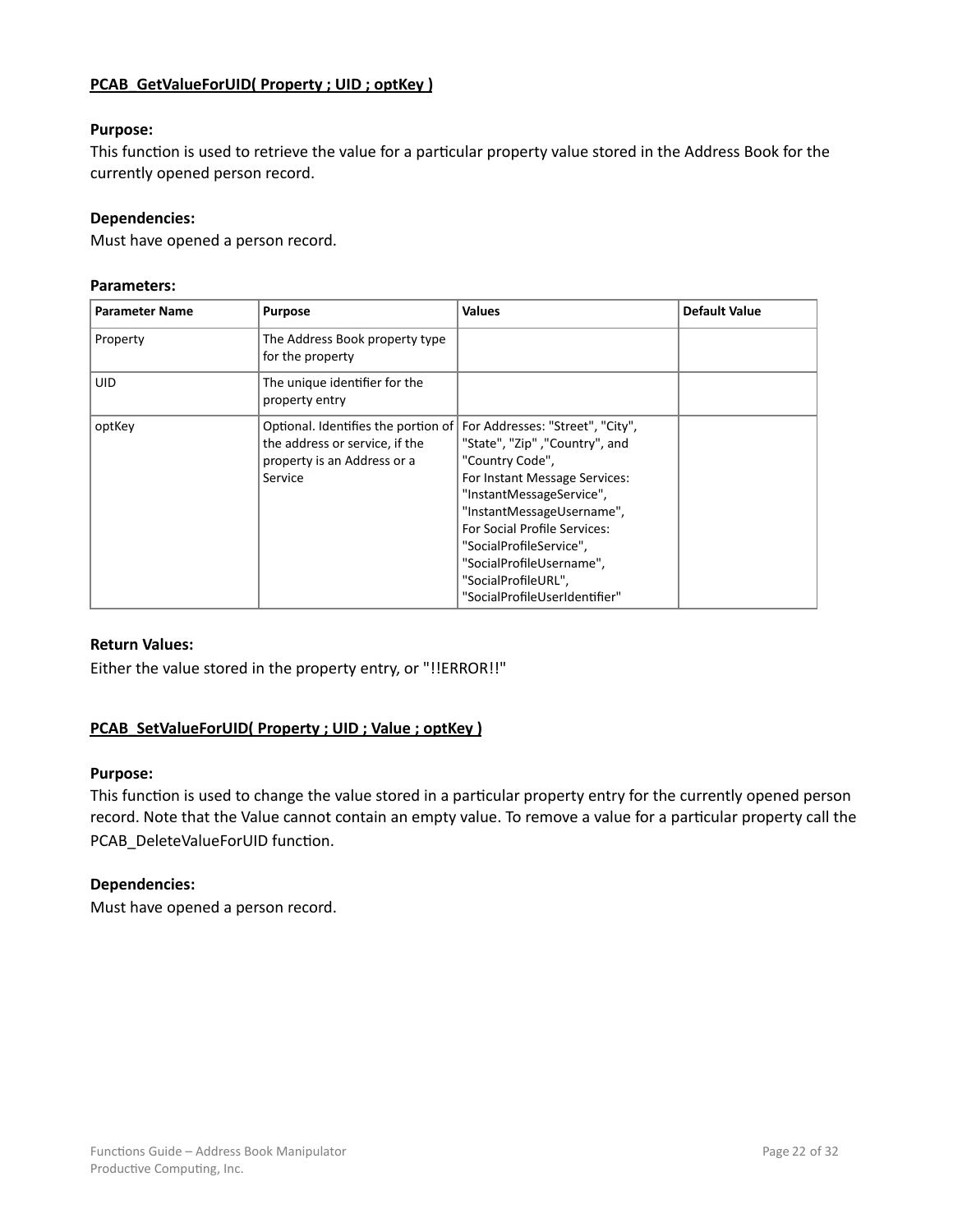### PCAB_GetValueForUID( Property ; UID ; optKey )

**Purpose:**
This function is used to retrieve the value for a particular property value stored in the Address Book for the currently opened person record.

**Dependencies:**
Must have opened a person record.

**Parameters:**

| Parameter Name | Purpose | Values | Default Value |
|---|---|---|---|
| Property | The Address Book property type for the property | | |
| UID | The unique identifier for the property entry | | |
| optKey | Optional. Identifies the portion of the address or service, if the property is an Address or a Service | For Addresses: "Street", "City", "State", "Zip" ,"Country", and "Country Code",<br>For Instant Message Services: "InstantMessageService", "InstantMessageUsername",<br>For Social Profile Services: "SocialProfileService", "SocialProfileUsername", "SocialProfileURL", "SocialProfileUserIdentifier" | |

**Return Values:**
Either the value stored in the property entry, or "!!ERROR!!"

### PCAB_SetValueForUID( Property ; UID ; Value ; optKey )

**Purpose:**
This function is used to change the value stored in a particular property entry for the currently opened person record. Note that the Value cannot contain an empty value. To remove a value for a particular property call the PCAB_DeleteValueForUID function.

**Dependencies:**
Must have opened a person record.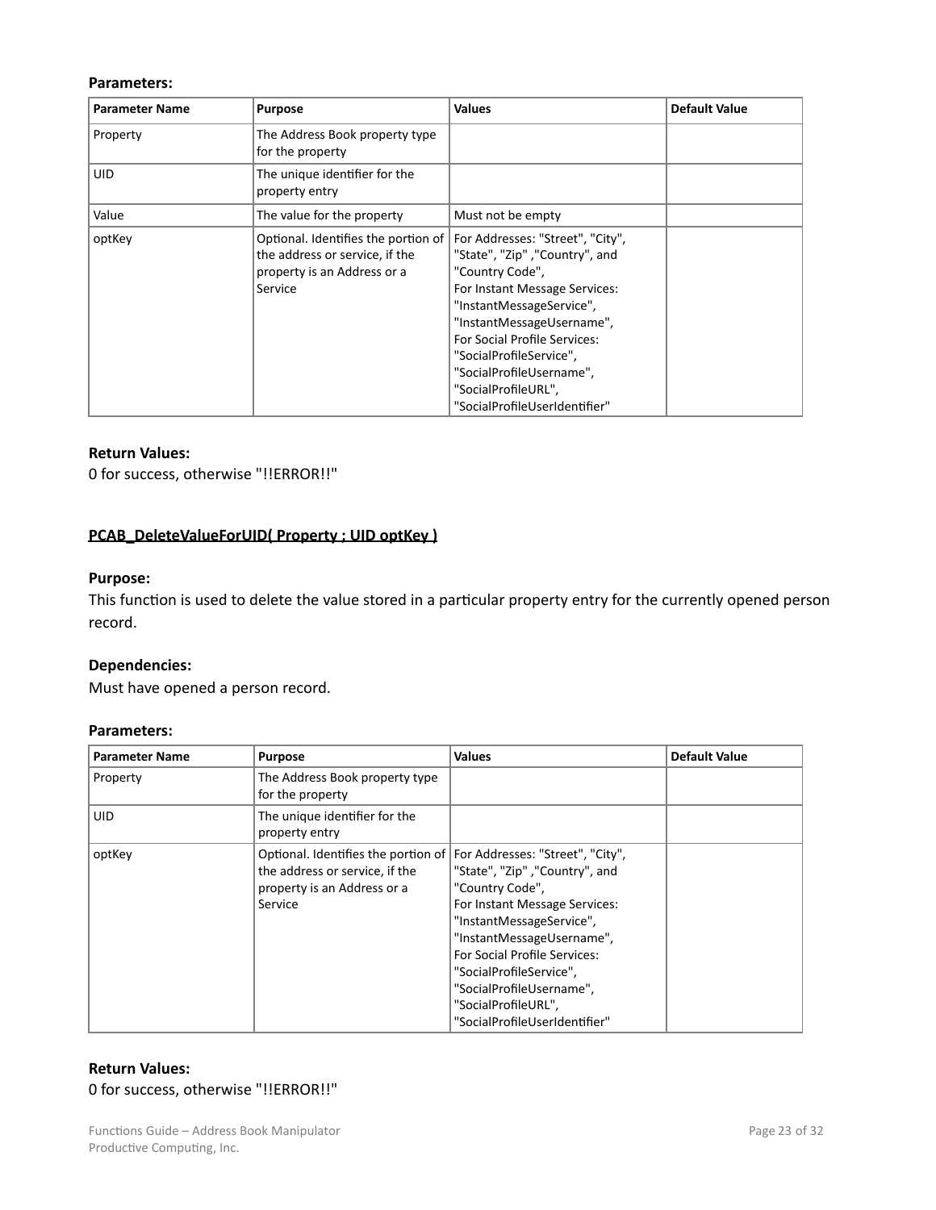**Parameters:**

| Parameter Name | Purpose | Values | Default Value |
|---|---|---|---|
| Property | The Address Book property type for the property | | |
| UID | The unique identifier for the property entry | | |
| Value | The value for the property | Must not be empty | |
| optKey | Optional. Identifies the portion of the address or service, if the property is an Address or a Service | For Addresses: "Street", "City", "State", "Zip" ,"Country", and "Country Code", For Instant Message Services: "InstantMessageService", "InstantMessageUsername", For Social Profile Services: "SocialProfileService", "SocialProfileUsername", "SocialProfileURL", "SocialProfileUserIdentifier" | |

**Return Values:**
0 for success, otherwise "!!ERROR!!"

### PCAB_DeleteValueForUID( Property ; UID optKey )

**Purpose:**
This function is used to delete the value stored in a particular property entry for the currently opened person record.

**Dependencies:**
Must have opened a person record.

**Parameters:**

| Parameter Name | Purpose | Values | Default Value |
|---|---|---|---|
| Property | The Address Book property type for the property | | |
| UID | The unique identifier for the property entry | | |
| optKey | Optional. Identifies the portion of the address or service, if the property is an Address or a Service | For Addresses: "Street", "City", "State", "Zip" ,"Country", and "Country Code", For Instant Message Services: "InstantMessageService", "InstantMessageUsername", For Social Profile Services: "SocialProfileService", "SocialProfileUsername", "SocialProfileURL", "SocialProfileUserIdentifier" | |

**Return Values:**
0 for success, otherwise "!!ERROR!!"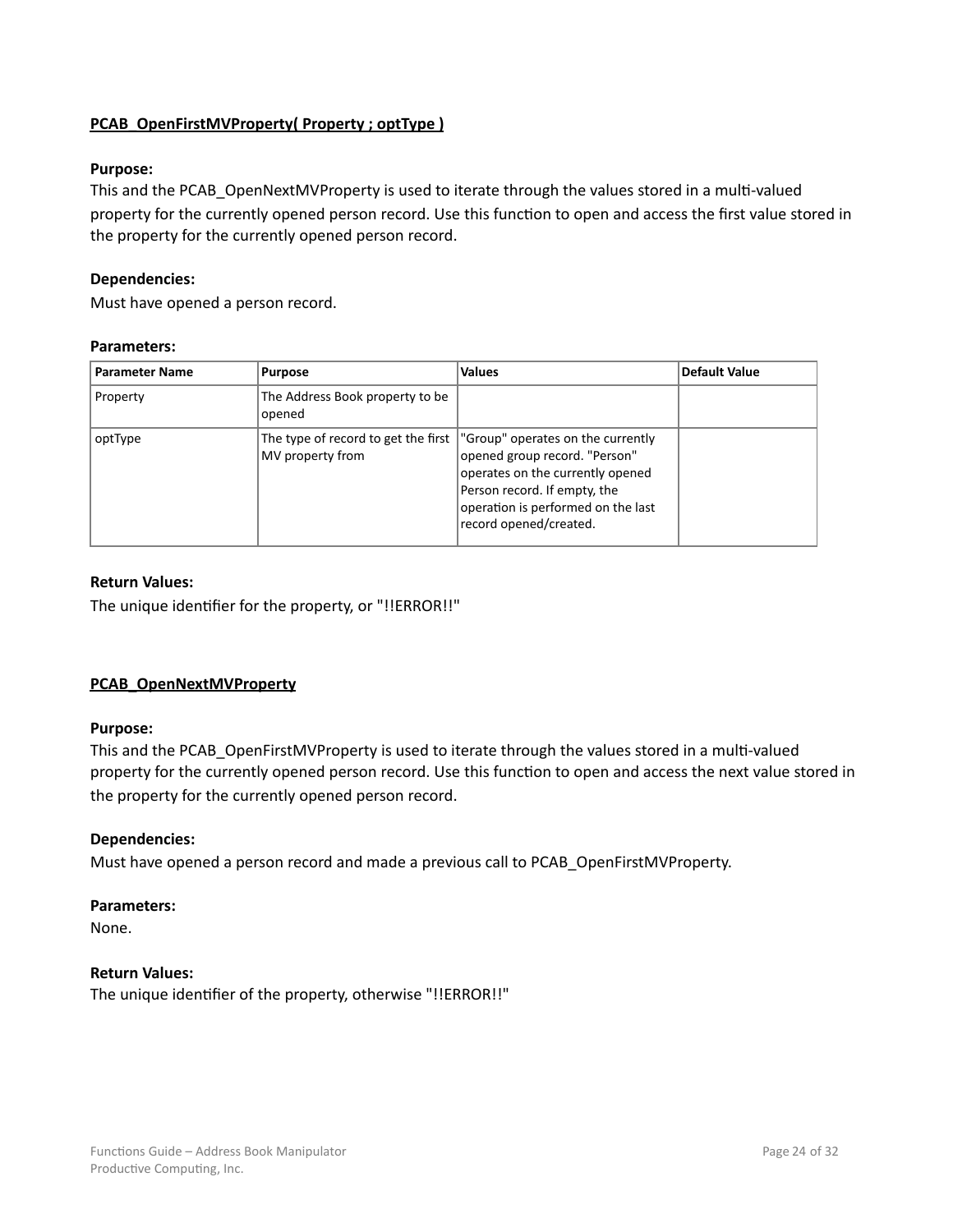**PCAB_OpenFirstMVProperty( Property ; optType )**

**Purpose:**
This and the PCAB_OpenNextMVProperty is used to iterate through the values stored in a multi-valued property for the currently opened person record. Use this function to open and access the first value stored in the property for the currently opened person record.

**Dependencies:**
Must have opened a person record.

**Parameters:**

| Parameter Name | Purpose | Values | Default Value |
|---|---|---|---|
| Property | The Address Book property to be opened | | |
| optType | The type of record to get the first MV property from | "Group" operates on the currently opened group record. "Person" operates on the currently opened Person record. If empty, the operation is performed on the last record opened/created. | |

**Return Values:**
The unique identifier for the property, or "!!ERROR!!"

**PCAB_OpenNextMVProperty**

**Purpose:**
This and the PCAB_OpenFirstMVProperty is used to iterate through the values stored in a multi-valued property for the currently opened person record. Use this function to open and access the next value stored in the property for the currently opened person record.

**Dependencies:**
Must have opened a person record and made a previous call to PCAB_OpenFirstMVProperty.

**Parameters:**
None.

**Return Values:**
The unique identifier of the property, otherwise "!!ERROR!!"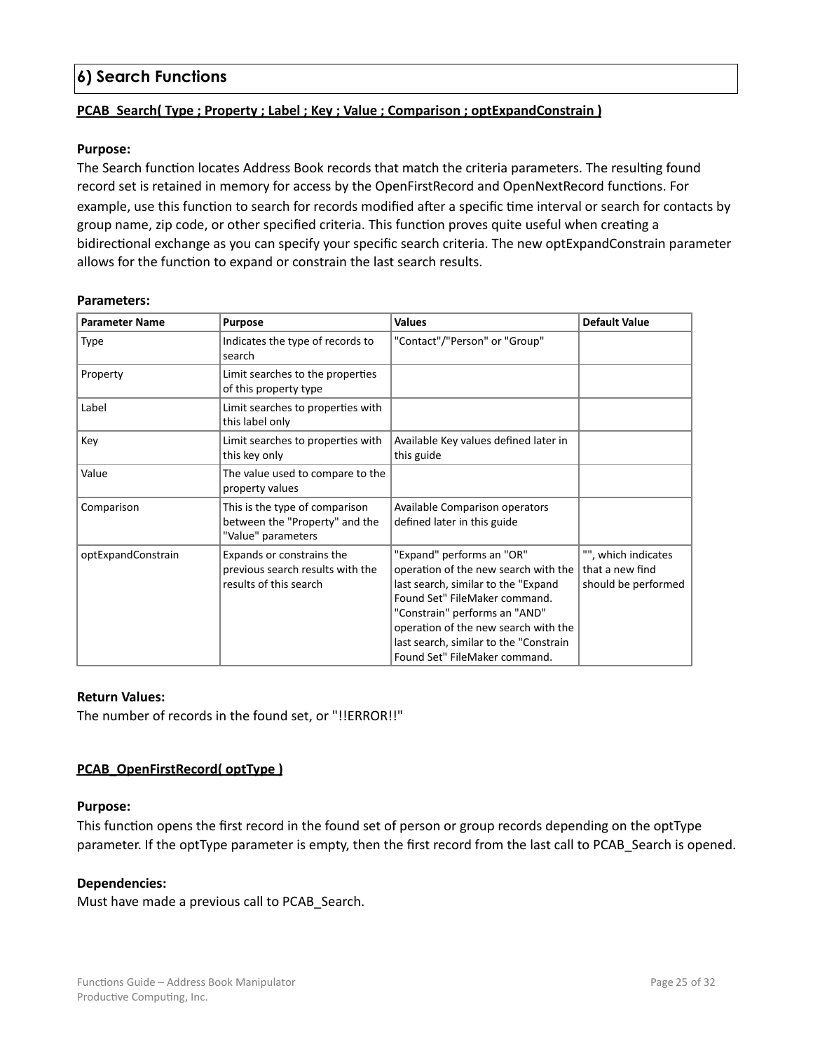## 6) Search Functions

**PCAB_Search( Type ; Property ; Label ; Key ; Value ; Comparison ; optExpandConstrain )**

**Purpose:**
The Search function locates Address Book records that match the criteria parameters. The resulting found record set is retained in memory for access by the OpenFirstRecord and OpenNextRecord functions. For example, use this function to search for records modified after a specific time interval or search for contacts by group name, zip code, or other specified criteria. This function proves quite useful when creating a bidirectional exchange as you can specify your specific search criteria. The new optExpandConstrain parameter allows for the function to expand or constrain the last search results.

**Parameters:**

| Parameter Name | Purpose | Values | Default Value |
|---|---|---|---|
| Type | Indicates the type of records to search | "Contact"/"Person" or "Group" | |
| Property | Limit searches to the properties of this property type | | |
| Label | Limit searches to properties with this label only | | |
| Key | Limit searches to properties with this key only | Available Key values defined later in this guide | |
| Value | The value used to compare to the property values | | |
| Comparison | This is the type of comparison between the "Property" and the "Value" parameters | Available Comparison operators defined later in this guide | |
| optExpandConstrain | Expands or constrains the previous search results with the results of this search | "Expand" performs an "OR" operation of the new search with the last search, similar to the "Expand Found Set" FileMaker command. "Constrain" performs an "AND" operation of the new search with the last search, similar to the "Constrain Found Set" FileMaker command. | "", which indicates that a new find should be performed |

**Return Values:**
The number of records in the found set, or "!!ERROR!!"

**PCAB_OpenFirstRecord( optType )**

**Purpose:**
This function opens the first record in the found set of person or group records depending on the optType parameter. If the optType parameter is empty, then the first record from the last call to PCAB_Search is opened.

**Dependencies:**
Must have made a previous call to PCAB_Search.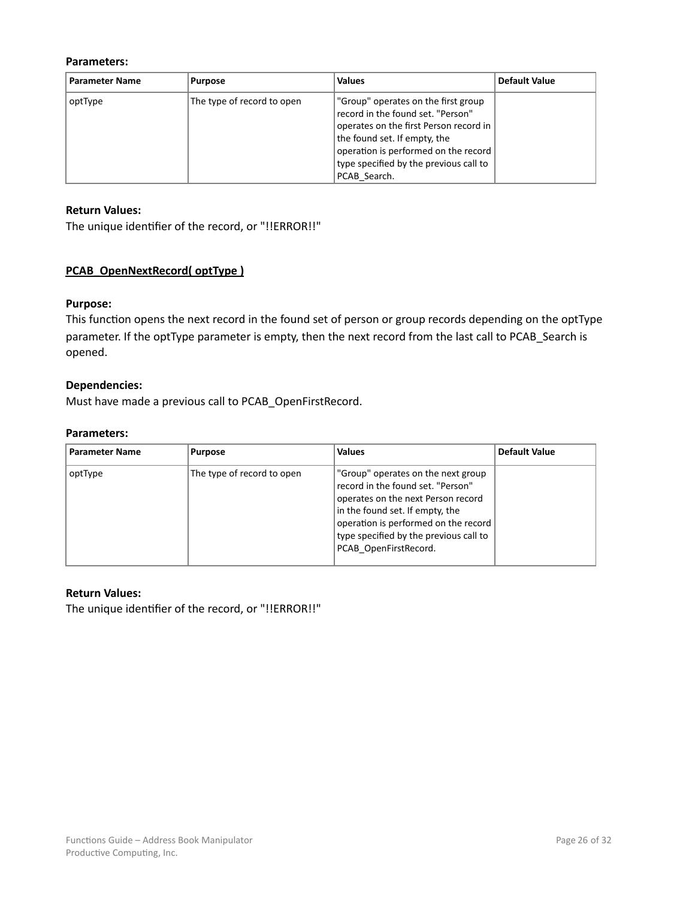**Parameters:**

| Parameter Name | Purpose | Values | Default Value |
|---|---|---|---|
| optType | The type of record to open | "Group" operates on the first group record in the found set. "Person" operates on the first Person record in the found set. If empty, the operation is performed on the record type specified by the previous call to PCAB_Search. | |

**Return Values:**
The unique identifier of the record, or "!!ERROR!!"

### PCAB_OpenNextRecord( optType )

**Purpose:**
This function opens the next record in the found set of person or group records depending on the optType parameter. If the optType parameter is empty, then the next record from the last call to PCAB_Search is opened.

**Dependencies:**
Must have made a previous call to PCAB_OpenFirstRecord.

**Parameters:**

| Parameter Name | Purpose | Values | Default Value |
|---|---|---|---|
| optType | The type of record to open | "Group" operates on the next group record in the found set. "Person" operates on the next Person record in the found set. If empty, the operation is performed on the record type specified by the previous call to PCAB_OpenFirstRecord. | |

**Return Values:**
The unique identifier of the record, or "!!ERROR!!"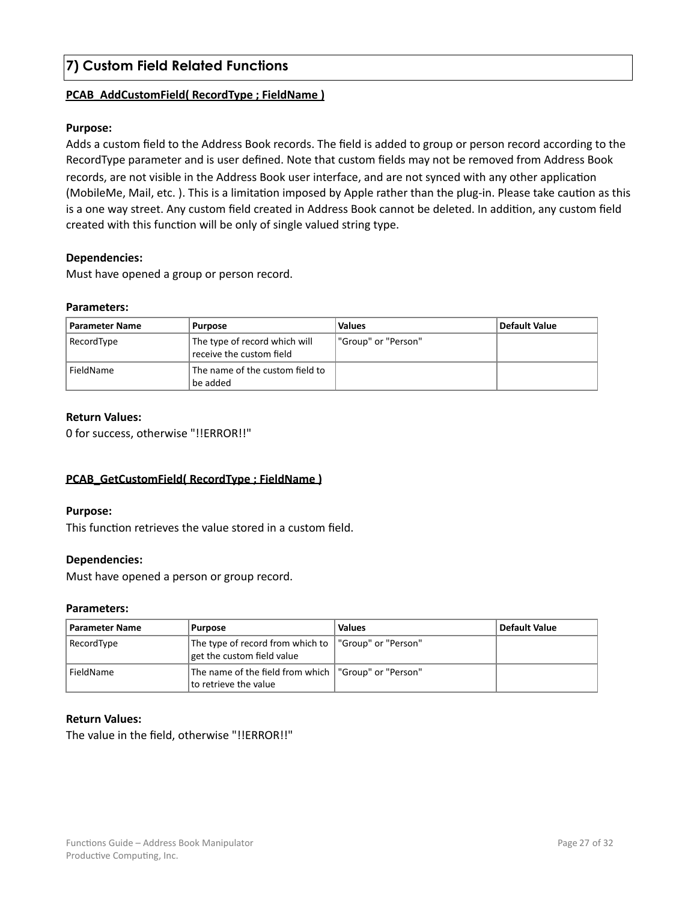## 7) Custom Field Related Functions

**PCAB_AddCustomField( RecordType ; FieldName )**

**Purpose:**
Adds a custom field to the Address Book records. The field is added to group or person record according to the RecordType parameter and is user defined. Note that custom fields may not be removed from Address Book records, are not visible in the Address Book user interface, and are not synced with any other application (MobileMe, Mail, etc. ). This is a limitation imposed by Apple rather than the plug-in. Please take caution as this is a one way street. Any custom field created in Address Book cannot be deleted. In addition, any custom field created with this function will be only of single valued string type.

**Dependencies:**
Must have opened a group or person record.

**Parameters:**

| Parameter Name | Purpose | Values | Default Value |
|---|---|---|---|
| RecordType | The type of record which will receive the custom field | "Group" or "Person" | |
| FieldName | The name of the custom field to be added | | |

**Return Values:**
0 for success, otherwise "!!ERROR!!"

**PCAB_GetCustomField( RecordType ; FieldName )**

**Purpose:**
This function retrieves the value stored in a custom field.

**Dependencies:**
Must have opened a person or group record.

**Parameters:**

| Parameter Name | Purpose | Values | Default Value |
|---|---|---|---|
| RecordType | The type of record from which to get the custom field value | "Group" or "Person" | |
| FieldName | The name of the field from which to retrieve the value | "Group" or "Person" | |

**Return Values:**
The value in the field, otherwise "!!ERROR!!"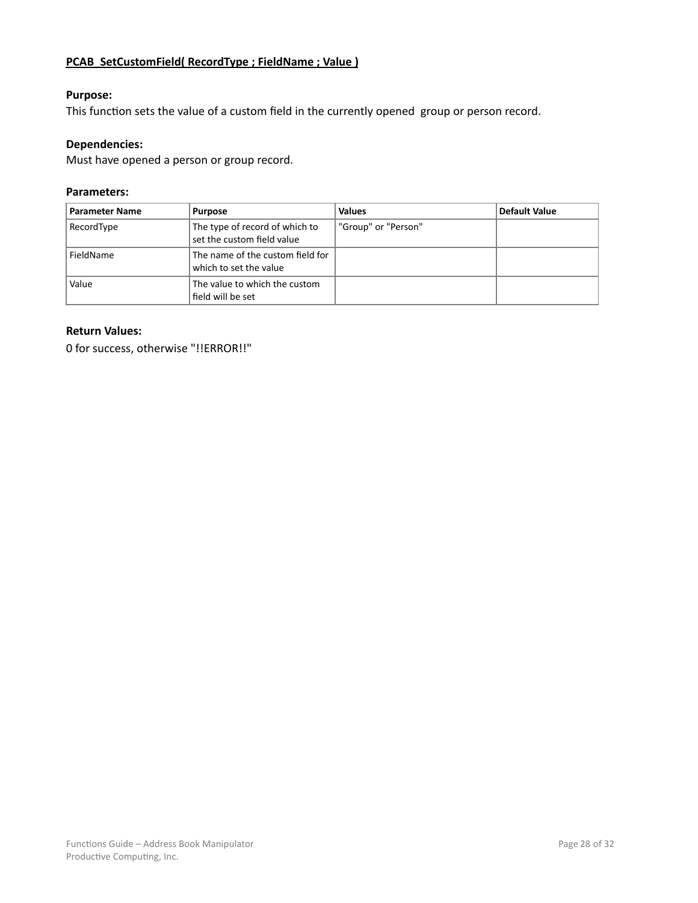## PCAB_SetCustomField( RecordType ; FieldName ; Value )

**Purpose:**
This function sets the value of a custom field in the currently opened group or person record.

**Dependencies:**
Must have opened a person or group record.

**Parameters:**

| Parameter Name | Purpose | Values | Default Value |
|---|---|---|---|
| RecordType | The type of record of which to set the custom field value | "Group" or "Person" | |
| FieldName | The name of the custom field for which to set the value | | |
| Value | The value to which the custom field will be set | | |

**Return Values:**
0 for success, otherwise "!!ERROR!!"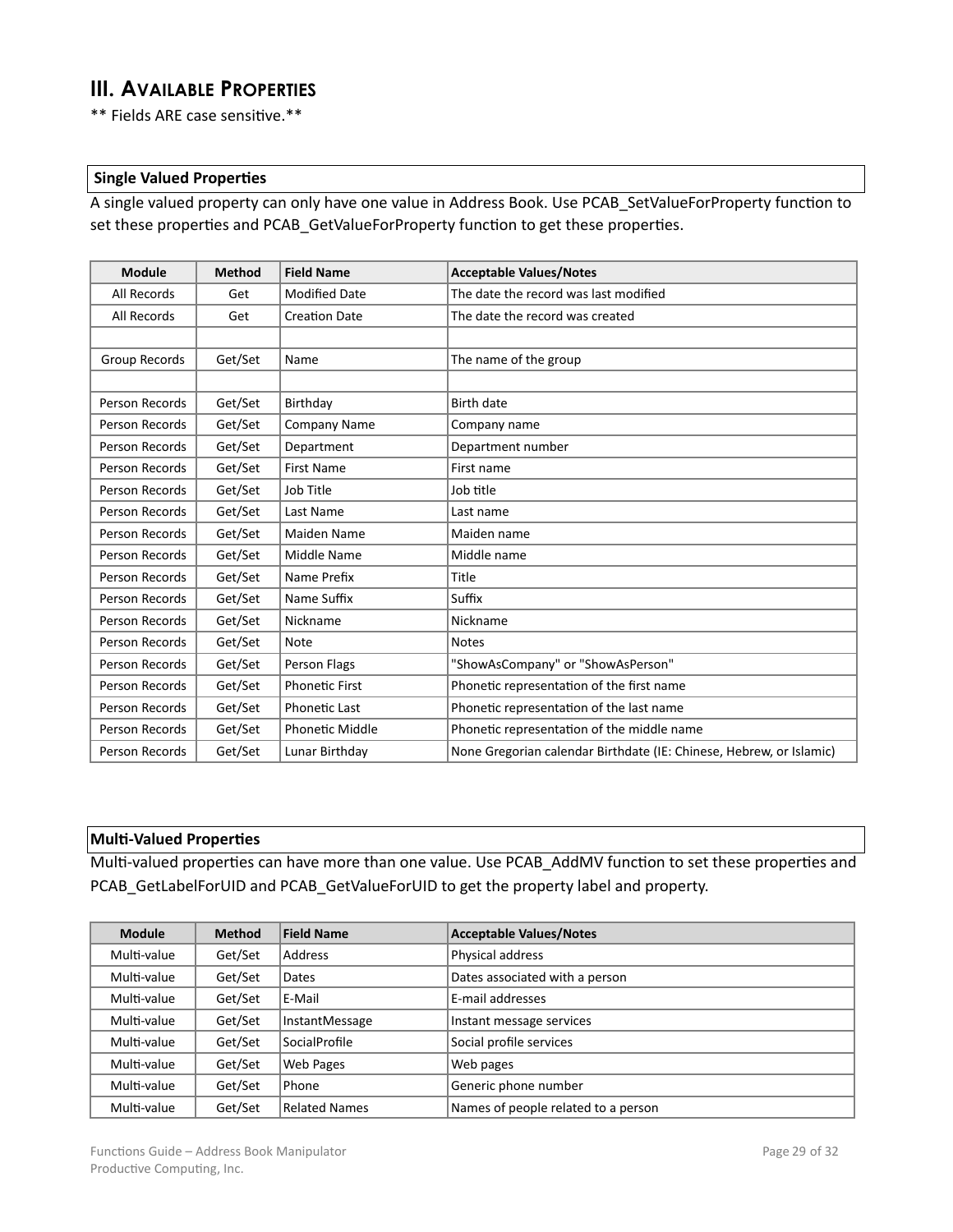## III. Available Properties

** Fields ARE case sensitive.**

**Single Valued Properties**

A single valued property can only have one value in Address Book. Use PCAB_SetValueForProperty function to set these properties and PCAB_GetValueForProperty function to get these properties.

| Module | Method | Field Name | Acceptable Values/Notes |
|---|---|---|---|
| All Records | Get | Modified Date | The date the record was last modified |
| All Records | Get | Creation Date | The date the record was created |
| | | | |
| Group Records | Get/Set | Name | The name of the group |
| | | | |
| Person Records | Get/Set | Birthday | Birth date |
| Person Records | Get/Set | Company Name | Company name |
| Person Records | Get/Set | Department | Department number |
| Person Records | Get/Set | First Name | First name |
| Person Records | Get/Set | Job Title | Job title |
| Person Records | Get/Set | Last Name | Last name |
| Person Records | Get/Set | Maiden Name | Maiden name |
| Person Records | Get/Set | Middle Name | Middle name |
| Person Records | Get/Set | Name Prefix | Title |
| Person Records | Get/Set | Name Suffix | Suffix |
| Person Records | Get/Set | Nickname | Nickname |
| Person Records | Get/Set | Note | Notes |
| Person Records | Get/Set | Person Flags | "ShowAsCompany" or "ShowAsPerson" |
| Person Records | Get/Set | Phonetic First | Phonetic representation of the first name |
| Person Records | Get/Set | Phonetic Last | Phonetic representation of the last name |
| Person Records | Get/Set | Phonetic Middle | Phonetic representation of the middle name |
| Person Records | Get/Set | Lunar Birthday | None Gregorian calendar Birthdate (IE: Chinese, Hebrew, or Islamic) |

**Multi-Valued Properties**

Multi-valued properties can have more than one value. Use PCAB_AddMV function to set these properties and PCAB_GetLabelForUID and PCAB_GetValueForUID to get the property label and property.

| Module | Method | Field Name | Acceptable Values/Notes |
|---|---|---|---|
| Multi-value | Get/Set | Address | Physical address |
| Multi-value | Get/Set | Dates | Dates associated with a person |
| Multi-value | Get/Set | E-Mail | E-mail addresses |
| Multi-value | Get/Set | InstantMessage | Instant message services |
| Multi-value | Get/Set | SocialProfile | Social profile services |
| Multi-value | Get/Set | Web Pages | Web pages |
| Multi-value | Get/Set | Phone | Generic phone number |
| Multi-value | Get/Set | Related Names | Names of people related to a person |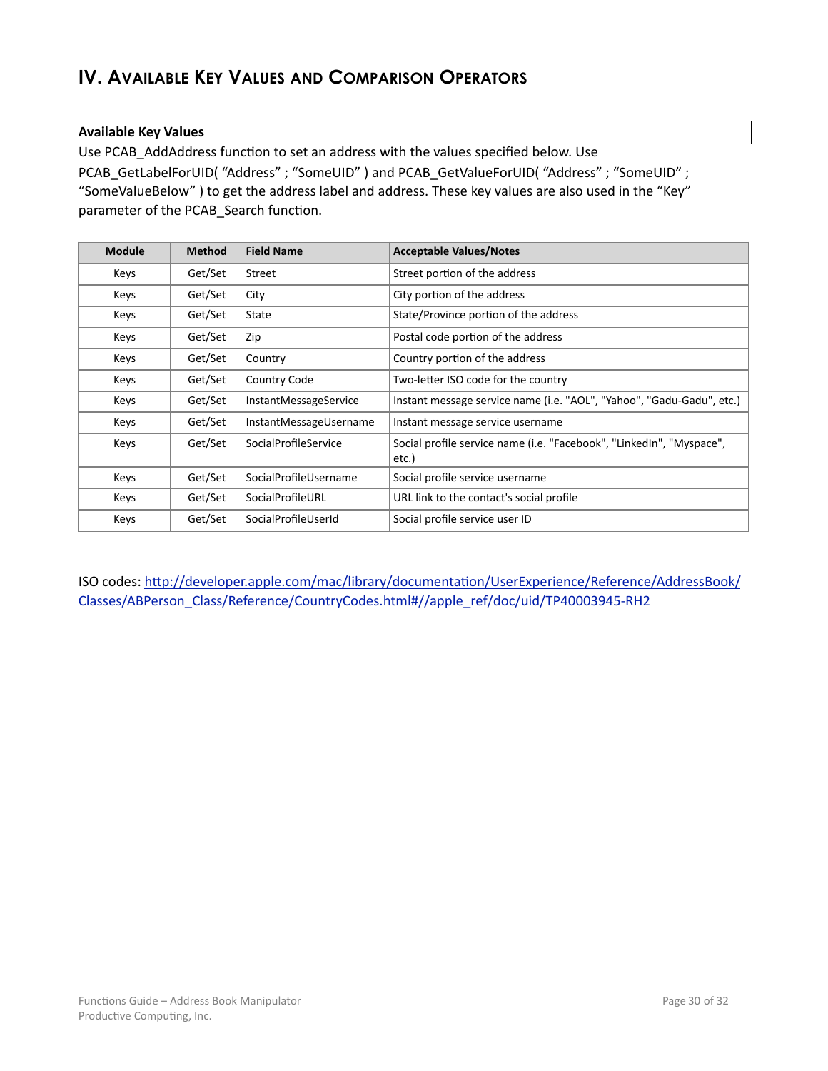# IV. Available Key Values and Comparison Operators

**Available Key Values**

Use PCAB_AddAddress function to set an address with the values specified below. Use PCAB_GetLabelForUID( “Address” ; “SomeUID” ) and PCAB_GetValueForUID( “Address” ; “SomeUID” ; “SomeValueBelow” ) to get the address label and address. These key values are also used in the “Key” parameter of the PCAB_Search function.

| Module | Method | Field Name | Acceptable Values/Notes |
|---|---|---|---|
| Keys | Get/Set | Street | Street portion of the address |
| Keys | Get/Set | City | City portion of the address |
| Keys | Get/Set | State | State/Province portion of the address |
| Keys | Get/Set | Zip | Postal code portion of the address |
| Keys | Get/Set | Country | Country portion of the address |
| Keys | Get/Set | Country Code | Two-letter ISO code for the country |
| Keys | Get/Set | InstantMessageService | Instant message service name (i.e. "AOL", "Yahoo", "Gadu-Gadu", etc.) |
| Keys | Get/Set | InstantMessageUsername | Instant message service username |
| Keys | Get/Set | SocialProfileService | Social profile service name (i.e. "Facebook", "LinkedIn", "Myspace", etc.) |
| Keys | Get/Set | SocialProfileUsername | Social profile service username |
| Keys | Get/Set | SocialProfileURL | URL link to the contact's social profile |
| Keys | Get/Set | SocialProfileUserId | Social profile service user ID |

ISO codes: http://developer.apple.com/mac/library/documentation/UserExperience/Reference/AddressBook/Classes/ABPerson_Class/Reference/CountryCodes.html#//apple_ref/doc/uid/TP40003945-RH2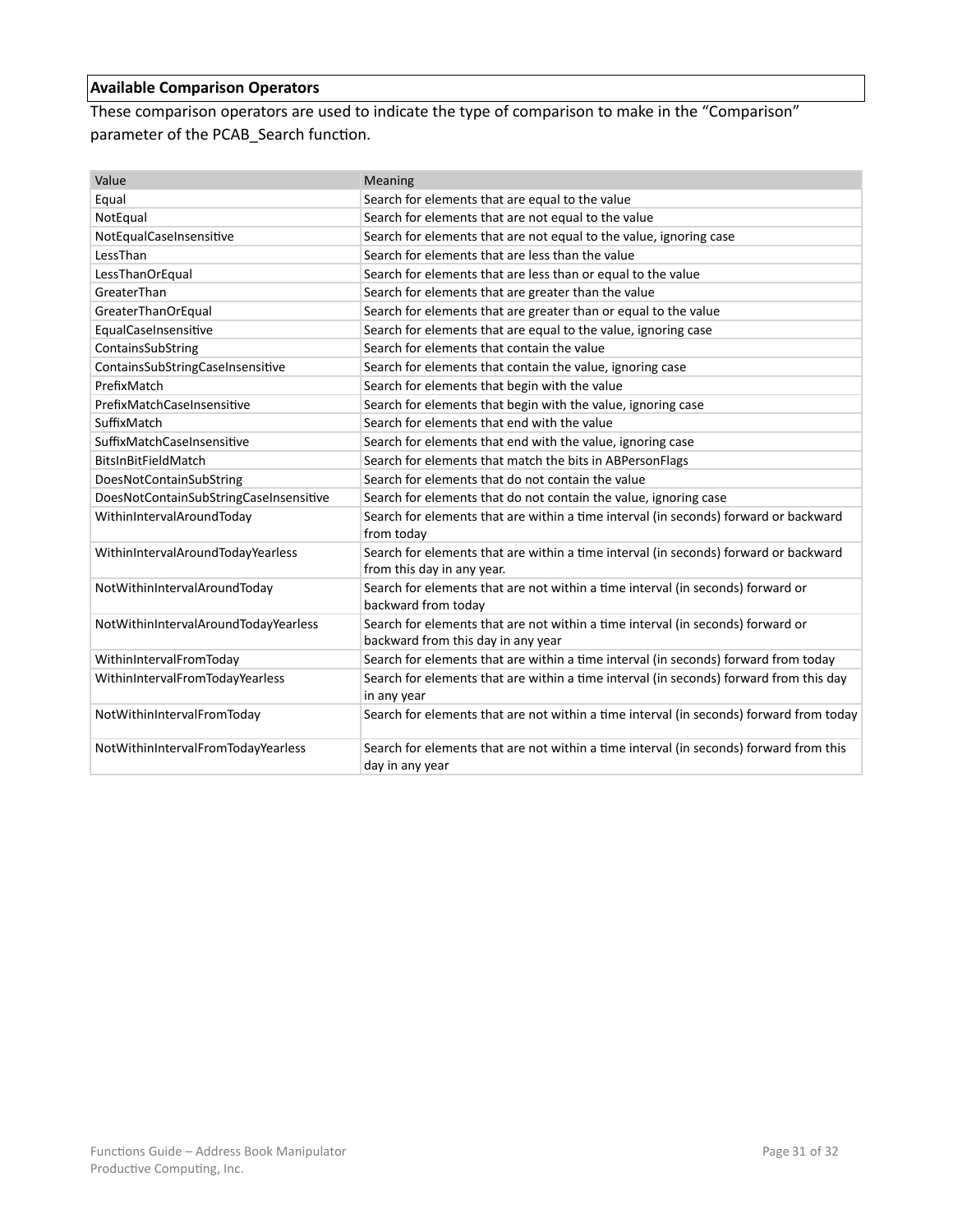### Available Comparison Operators

These comparison operators are used to indicate the type of comparison to make in the “Comparison” parameter of the PCAB_Search function.

| Value | Meaning |
|---|---|
| Equal | Search for elements that are equal to the value |
| NotEqual | Search for elements that are not equal to the value |
| NotEqualCaseInsensitive | Search for elements that are not equal to the value, ignoring case |
| LessThan | Search for elements that are less than the value |
| LessThanOrEqual | Search for elements that are less than or equal to the value |
| GreaterThan | Search for elements that are greater than the value |
| GreaterThanOrEqual | Search for elements that are greater than or equal to the value |
| EqualCaseInsensitive | Search for elements that are equal to the value, ignoring case |
| ContainsSubString | Search for elements that contain the value |
| ContainsSubStringCaseInsensitive | Search for elements that contain the value, ignoring case |
| PrefixMatch | Search for elements that begin with the value |
| PrefixMatchCaseInsensitive | Search for elements that begin with the value, ignoring case |
| SuffixMatch | Search for elements that end with the value |
| SuffixMatchCaseInsensitive | Search for elements that end with the value, ignoring case |
| BitsInBitFieldMatch | Search for elements that match the bits in ABPersonFlags |
| DoesNotContainSubString | Search for elements that do not contain the value |
| DoesNotContainSubStringCaseInsensitive | Search for elements that do not contain the value, ignoring case |
| WithinIntervalAroundToday | Search for elements that are within a time interval (in seconds) forward or backward from today |
| WithinIntervalAroundTodayYearless | Search for elements that are within a time interval (in seconds) forward or backward from this day in any year. |
| NotWithinIntervalAroundToday | Search for elements that are not within a time interval (in seconds) forward or backward from today |
| NotWithinIntervalAroundTodayYearless | Search for elements that are not within a time interval (in seconds) forward or backward from this day in any year |
| WithinIntervalFromToday | Search for elements that are within a time interval (in seconds) forward from today |
| WithinIntervalFromTodayYearless | Search for elements that are within a time interval (in seconds) forward from this day in any year |
| NotWithinIntervalFromToday | Search for elements that are not within a time interval (in seconds) forward from today |
| NotWithinIntervalFromTodayYearless | Search for elements that are not within a time interval (in seconds) forward from this day in any year |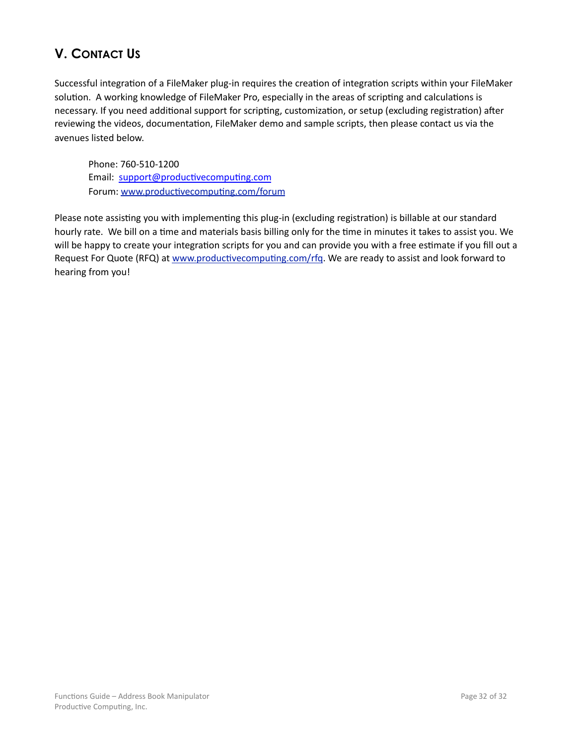## V. Contact Us

Successful integration of a FileMaker plug-in requires the creation of integration scripts within your FileMaker solution. A working knowledge of FileMaker Pro, especially in the areas of scripting and calculations is necessary. If you need additional support for scripting, customization, or setup (excluding registration) after reviewing the videos, documentation, FileMaker demo and sample scripts, then please contact us via the avenues listed below.

Phone: 760-510-1200
Email: support@productivecomputing.com
Forum: www.productivecomputing.com/forum

Please note assisting you with implementing this plug-in (excluding registration) is billable at our standard hourly rate. We bill on a time and materials basis billing only for the time in minutes it takes to assist you. We will be happy to create your integration scripts for you and can provide you with a free estimate if you fill out a Request For Quote (RFQ) at www.productivecomputing.com/rfq. We are ready to assist and look forward to hearing from you!